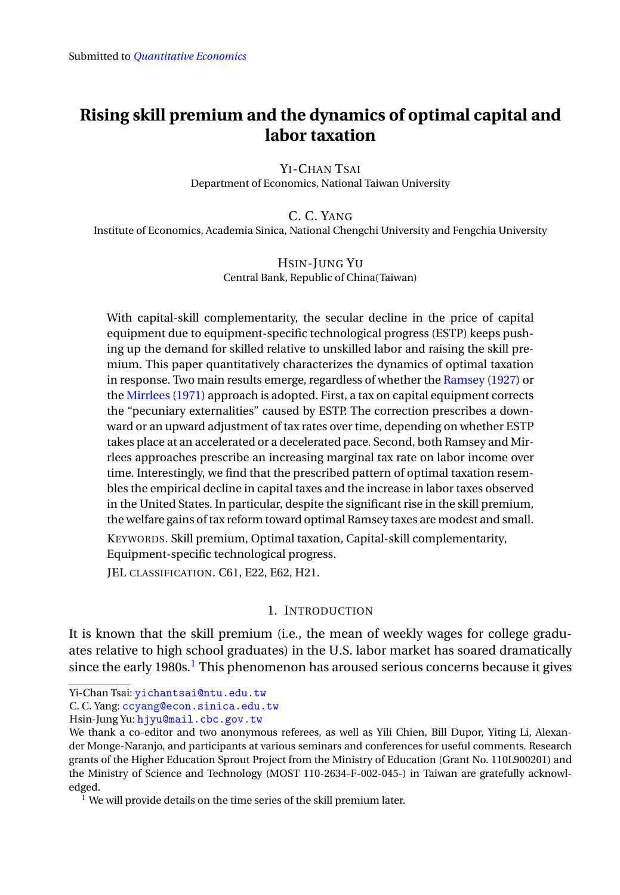Submitted to *Quantitative Economics*

# Rising skill premium and the dynamics of optimal capital and labor taxation

YI-CHAN TSAI
Department of Economics, National Taiwan University

C. C. YANG
Institute of Economics, Academia Sinica, National Chengchi University and Fengchia University

HSIN-JUNG YU
Central Bank, Republic of China(Taiwan)

With capital-skill complementarity, the secular decline in the price of capital equipment due to equipment-specific technological progress (ESTP) keeps pushing up the demand for skilled relative to unskilled labor and raising the skill premium. This paper quantitatively characterizes the dynamics of optimal taxation in response. Two main results emerge, regardless of whether the Ramsey (1927) or the Mirrlees (1971) approach is adopted. First, a tax on capital equipment corrects the "pecuniary externalities" caused by ESTP. The correction prescribes a downward or an upward adjustment of tax rates over time, depending on whether ESTP takes place at an accelerated or a decelerated pace. Second, both Ramsey and Mirrlees approaches prescribe an increasing marginal tax rate on labor income over time. Interestingly, we find that the prescribed pattern of optimal taxation resembles the empirical decline in capital taxes and the increase in labor taxes observed in the United States. In particular, despite the significant rise in the skill premium, the welfare gains of tax reform toward optimal Ramsey taxes are modest and small.

KEYWORDS. Skill premium, Optimal taxation, Capital-skill complementarity, Equipment-specific technological progress.

JEL CLASSIFICATION. C61, E22, E62, H21.

## 1. INTRODUCTION

It is known that the skill premium (i.e., the mean of weekly wages for college graduates relative to high school graduates) in the U.S. labor market has soared dramatically since the early 1980s.[1] This phenomenon has aroused serious concerns because it gives

---

Yi-Chan Tsai: yichantsai@ntu.edu.tw
C. C. Yang: ccyang@econ.sinica.edu.tw
Hsin-Jung Yu: hjyu@mail.cbc.gov.tw

We thank a co-editor and two anonymous referees, as well as Yili Chien, Bill Dupor, Yiting Li, Alexander Monge-Naranjo, and participants at various seminars and conferences for useful comments. Research grants of the Higher Education Sprout Project from the Ministry of Education (Grant No. 110L900201) and the Ministry of Science and Technology (MOST 110-2634-F-002-045-) in Taiwan are gratefully acknowledged.

[1] We will provide details on the time series of the skill premium later.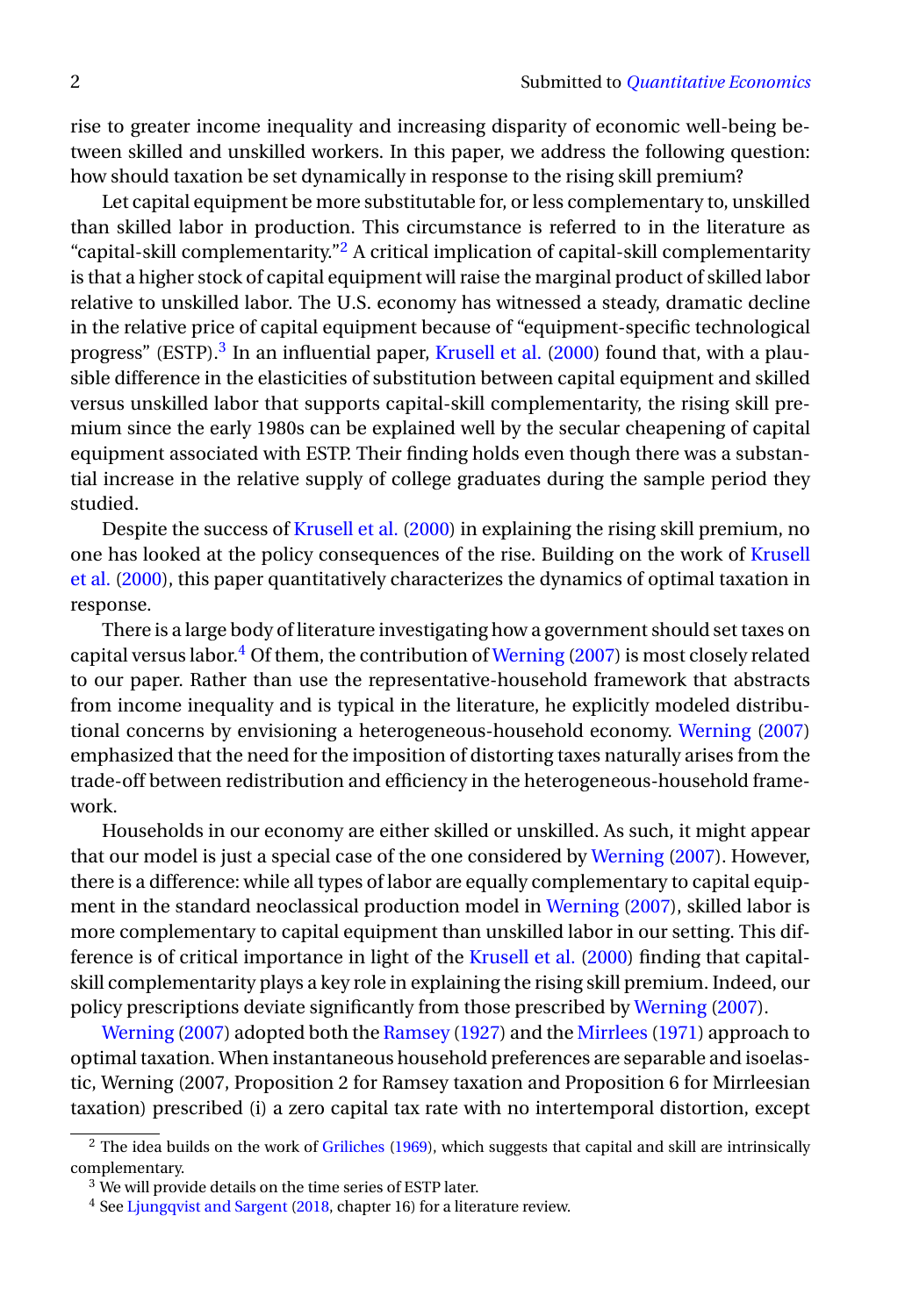rise to greater income inequality and increasing disparity of economic well-being between skilled and unskilled workers. In this paper, we address the following question: how should taxation be set dynamically in response to the rising skill premium?

Let capital equipment be more substitutable for, or less complementary to, unskilled than skilled labor in production. This circumstance is referred to in the literature as "capital-skill complementarity."[2] A critical implication of capital-skill complementarity is that a higher stock of capital equipment will raise the marginal product of skilled labor relative to unskilled labor. The U.S. economy has witnessed a steady, dramatic decline in the relative price of capital equipment because of "equipment-specific technological progress" (ESTP).[3] In an influential paper, Krusell et al. (2000) found that, with a plausible difference in the elasticities of substitution between capital equipment and skilled versus unskilled labor that supports capital-skill complementarity, the rising skill premium since the early 1980s can be explained well by the secular cheapening of capital equipment associated with ESTP. Their finding holds even though there was a substantial increase in the relative supply of college graduates during the sample period they studied.

Despite the success of Krusell et al. (2000) in explaining the rising skill premium, no one has looked at the policy consequences of the rise. Building on the work of Krusell et al. (2000), this paper quantitatively characterizes the dynamics of optimal taxation in response.

There is a large body of literature investigating how a government should set taxes on capital versus labor.[4] Of them, the contribution of Werning (2007) is most closely related to our paper. Rather than use the representative-household framework that abstracts from income inequality and is typical in the literature, he explicitly modeled distributional concerns by envisioning a heterogeneous-household economy. Werning (2007) emphasized that the need for the imposition of distorting taxes naturally arises from the trade-off between redistribution and efficiency in the heterogeneous-household framework.

Households in our economy are either skilled or unskilled. As such, it might appear that our model is just a special case of the one considered by Werning (2007). However, there is a difference: while all types of labor are equally complementary to capital equipment in the standard neoclassical production model in Werning (2007), skilled labor is more complementary to capital equipment than unskilled labor in our setting. This difference is of critical importance in light of the Krusell et al. (2000) finding that capital-skill complementarity plays a key role in explaining the rising skill premium. Indeed, our policy prescriptions deviate significantly from those prescribed by Werning (2007).

Werning (2007) adopted both the Ramsey (1927) and the Mirrlees (1971) approach to optimal taxation. When instantaneous household preferences are separable and isoelastic, Werning (2007, Proposition 2 for Ramsey taxation and Proposition 6 for Mirrleesian taxation) prescribed (i) a zero capital tax rate with no intertemporal distortion, except

[2] The idea builds on the work of Griliches (1969), which suggests that capital and skill are intrinsically complementary.

[3] We will provide details on the time series of ESTP later.

[4] See Ljungqvist and Sargent (2018, chapter 16) for a literature review.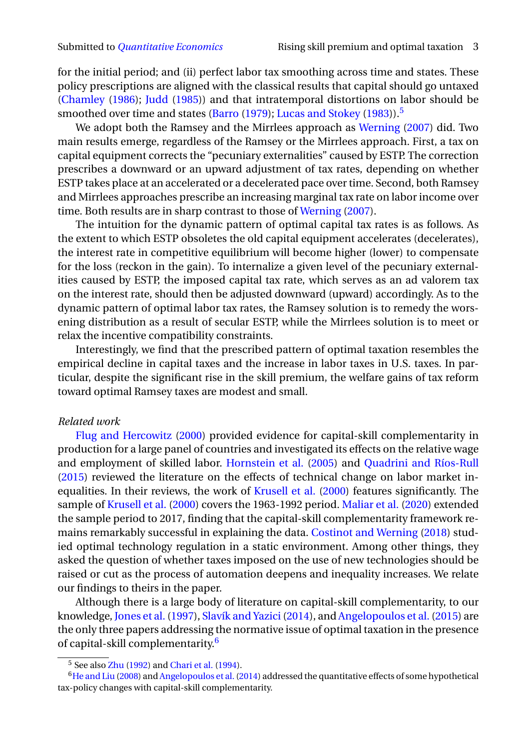for the initial period; and (ii) perfect labor tax smoothing across time and states. These policy prescriptions are aligned with the classical results that capital should go untaxed (Chamley (1986); Judd (1985)) and that intratemporal distortions on labor should be smoothed over time and states (Barro (1979); Lucas and Stokey (1983)).[5]

We adopt both the Ramsey and the Mirrlees approach as Werning (2007) did. Two main results emerge, regardless of the Ramsey or the Mirrlees approach. First, a tax on capital equipment corrects the "pecuniary externalities" caused by ESTP. The correction prescribes a downward or an upward adjustment of tax rates, depending on whether ESTP takes place at an accelerated or a decelerated pace over time. Second, both Ramsey and Mirrlees approaches prescribe an increasing marginal tax rate on labor income over time. Both results are in sharp contrast to those of Werning (2007).

The intuition for the dynamic pattern of optimal capital tax rates is as follows. As the extent to which ESTP obsoletes the old capital equipment accelerates (decelerates), the interest rate in competitive equilibrium will become higher (lower) to compensate for the loss (reckon in the gain). To internalize a given level of the pecuniary externalities caused by ESTP, the imposed capital tax rate, which serves as an ad valorem tax on the interest rate, should then be adjusted downward (upward) accordingly. As to the dynamic pattern of optimal labor tax rates, the Ramsey solution is to remedy the worsening distribution as a result of secular ESTP, while the Mirrlees solution is to meet or relax the incentive compatibility constraints.

Interestingly, we find that the prescribed pattern of optimal taxation resembles the empirical decline in capital taxes and the increase in labor taxes in U.S. taxes. In particular, despite the significant rise in the skill premium, the welfare gains of tax reform toward optimal Ramsey taxes are modest and small.

*Related work*

Flug and Hercowitz (2000) provided evidence for capital-skill complementarity in production for a large panel of countries and investigated its effects on the relative wage and employment of skilled labor. Hornstein et al. (2005) and Quadrini and Ríos-Rull (2015) reviewed the literature on the effects of technical change on labor market inequalities. In their reviews, the work of Krusell et al. (2000) features significantly. The sample of Krusell et al. (2000) covers the 1963-1992 period. Maliar et al. (2020) extended the sample period to 2017, finding that the capital-skill complementarity framework remains remarkably successful in explaining the data. Costinot and Werning (2018) studied optimal technology regulation in a static environment. Among other things, they asked the question of whether taxes imposed on the use of new technologies should be raised or cut as the process of automation deepens and inequality increases. We relate our findings to theirs in the paper.

Although there is a large body of literature on capital-skill complementarity, to our knowledge, Jones et al. (1997), Slavík and Yazici (2014), and Angelopoulos et al. (2015) are the only three papers addressing the normative issue of optimal taxation in the presence of capital-skill complementarity.[6]

---

[5] See also Zhu (1992) and Chari et al. (1994).

[6] He and Liu (2008) and Angelopoulos et al. (2014) addressed the quantitative effects of some hypothetical tax-policy changes with capital-skill complementarity.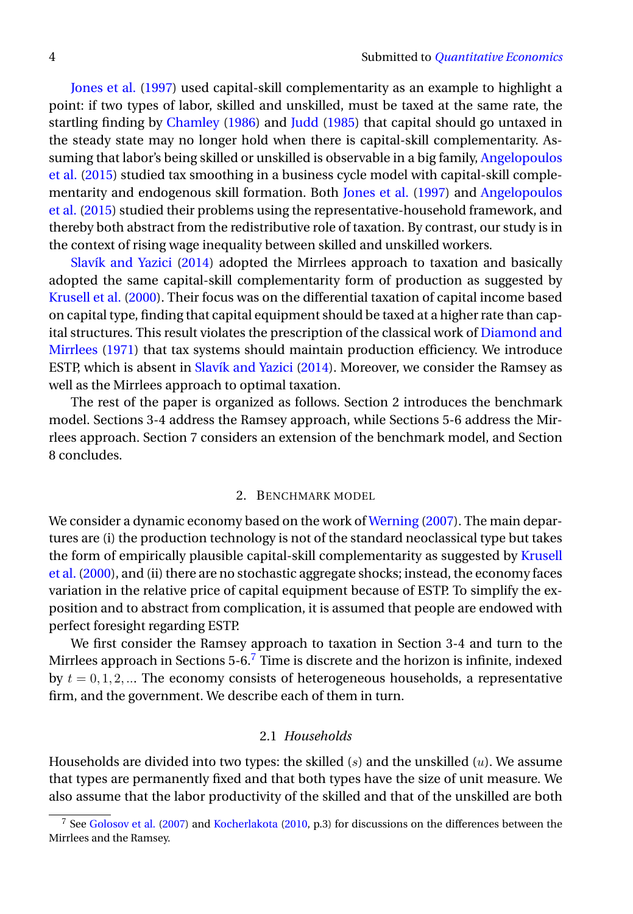Jones et al. (1997) used capital-skill complementarity as an example to highlight a point: if two types of labor, skilled and unskilled, must be taxed at the same rate, the startling finding by Chamley (1986) and Judd (1985) that capital should go untaxed in the steady state may no longer hold when there is capital-skill complementarity. Assuming that labor's being skilled or unskilled is observable in a big family, Angelopoulos et al. (2015) studied tax smoothing in a business cycle model with capital-skill complementarity and endogenous skill formation. Both Jones et al. (1997) and Angelopoulos et al. (2015) studied their problems using the representative-household framework, and thereby both abstract from the redistributive role of taxation. By contrast, our study is in the context of rising wage inequality between skilled and unskilled workers.

Slavík and Yazici (2014) adopted the Mirrlees approach to taxation and basically adopted the same capital-skill complementarity form of production as suggested by Krusell et al. (2000). Their focus was on the differential taxation of capital income based on capital type, finding that capital equipment should be taxed at a higher rate than capital structures. This result violates the prescription of the classical work of Diamond and Mirrlees (1971) that tax systems should maintain production efficiency. We introduce ESTP, which is absent in Slavík and Yazici (2014). Moreover, we consider the Ramsey as well as the Mirrlees approach to optimal taxation.

The rest of the paper is organized as follows. Section 2 introduces the benchmark model. Sections 3-4 address the Ramsey approach, while Sections 5-6 address the Mirrlees approach. Section 7 considers an extension of the benchmark model, and Section 8 concludes.

## 2. Benchmark model

We consider a dynamic economy based on the work of Werning (2007). The main departures are (i) the production technology is not of the standard neoclassical type but takes the form of empirically plausible capital-skill complementarity as suggested by Krusell et al. (2000), and (ii) there are no stochastic aggregate shocks; instead, the economy faces variation in the relative price of capital equipment because of ESTP. To simplify the exposition and to abstract from complication, it is assumed that people are endowed with perfect foresight regarding ESTP.

We first consider the Ramsey approach to taxation in Section 3-4 and turn to the Mirrlees approach in Sections 5-6.[7] Time is discrete and the horizon is infinite, indexed by $t = 0, 1, 2, \ldots$ The economy consists of heterogeneous households, a representative firm, and the government. We describe each of them in turn.

### 2.1 *Households*

Households are divided into two types: the skilled $(s)$ and the unskilled $(u)$. We assume that types are permanently fixed and that both types have the size of unit measure. We also assume that the labor productivity of the skilled and that of the unskilled are both

[7] See Golosov et al. (2007) and Kocherlakota (2010, p.3) for discussions on the differences between the Mirrlees and the Ramsey.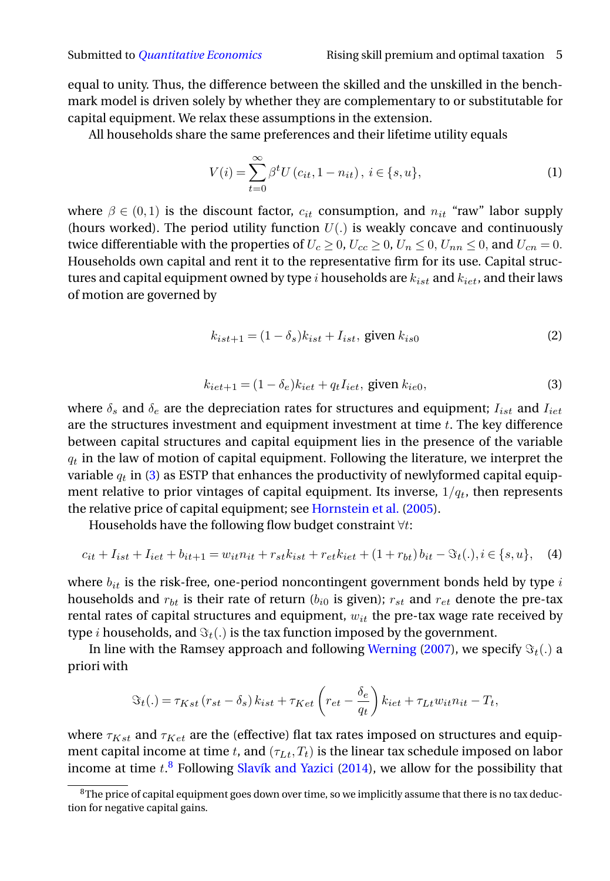equal to unity. Thus, the difference between the skilled and the unskilled in the benchmark model is driven solely by whether they are complementary to or substitutable for capital equipment. We relax these assumptions in the extension.

All households share the same preferences and their lifetime utility equals

$$V(i) = \sum_{t=0}^{\infty} \beta^t U\left(c_{it}, 1 - n_{it}\right),\ i \in \{s, u\}, \tag{1}$$

where $\beta \in (0,1)$ is the discount factor, $c_{it}$ consumption, and $n_{it}$ "raw" labor supply (hours worked). The period utility function $U(.)$ is weakly concave and continuously twice differentiable with the properties of $U_c \geq 0$, $U_{cc} \geq 0$, $U_n \leq 0$, $U_{nn} \leq 0$, and $U_{cn} = 0$. Households own capital and rent it to the representative firm for its use. Capital structures and capital equipment owned by type $i$ households are $k_{ist}$ and $k_{iet}$, and their laws of motion are governed by

$$k_{ist+1} = (1 - \delta_s) k_{ist} + I_{ist},\ \text{given } k_{is0} \tag{2}$$

$$k_{iet+1} = (1 - \delta_e) k_{iet} + q_t I_{iet},\ \text{given } k_{ie0}, \tag{3}$$

where $\delta_s$ and $\delta_e$ are the depreciation rates for structures and equipment; $I_{ist}$ and $I_{iet}$ are the structures investment and equipment investment at time $t$. The key difference between capital structures and capital equipment lies in the presence of the variable $q_t$ in the law of motion of capital equipment. Following the literature, we interpret the variable $q_t$ in (3) as ESTP that enhances the productivity of newlyformed capital equipment relative to prior vintages of capital equipment. Its inverse, $1/q_t$, then represents the relative price of capital equipment; see Hornstein et al. (2005).

Households have the following flow budget constraint $\forall t$:

$$c_{it} + I_{ist} + I_{iet} + b_{it+1} = w_{it} n_{it} + r_{st} k_{ist} + r_{et} k_{iet} + (1 + r_{bt})\, b_{it} - \Im_t(.), i \in \{s, u\}, \tag{4}$$

where $b_{it}$ is the risk-free, one-period noncontingent government bonds held by type $i$ households and $r_{bt}$ is their rate of return ($b_{i0}$ is given); $r_{st}$ and $r_{et}$ denote the pre-tax rental rates of capital structures and equipment, $w_{it}$ the pre-tax wage rate received by type $i$ households, and $\Im_t(.)$ is the tax function imposed by the government.

In line with the Ramsey approach and following Werning (2007), we specify $\Im_t(.)$ a priori with

$$\Im_t(.) = \tau_{Kst} \left(r_{st} - \delta_s\right) k_{ist} + \tau_{Ket} \left(r_{et} - \frac{\delta_e}{q_t}\right) k_{iet} + \tau_{Lt} w_{it} n_{it} - T_t,$$

where $\tau_{Kst}$ and $\tau_{Ket}$ are the (effective) flat tax rates imposed on structures and equipment capital income at time $t$, and $(\tau_{Lt}, T_t)$ is the linear tax schedule imposed on labor income at time $t$.[8] Following Slavík and Yazici (2014), we allow for the possibility that

[8] The price of capital equipment goes down over time, so we implicitly assume that there is no tax deduction for negative capital gains.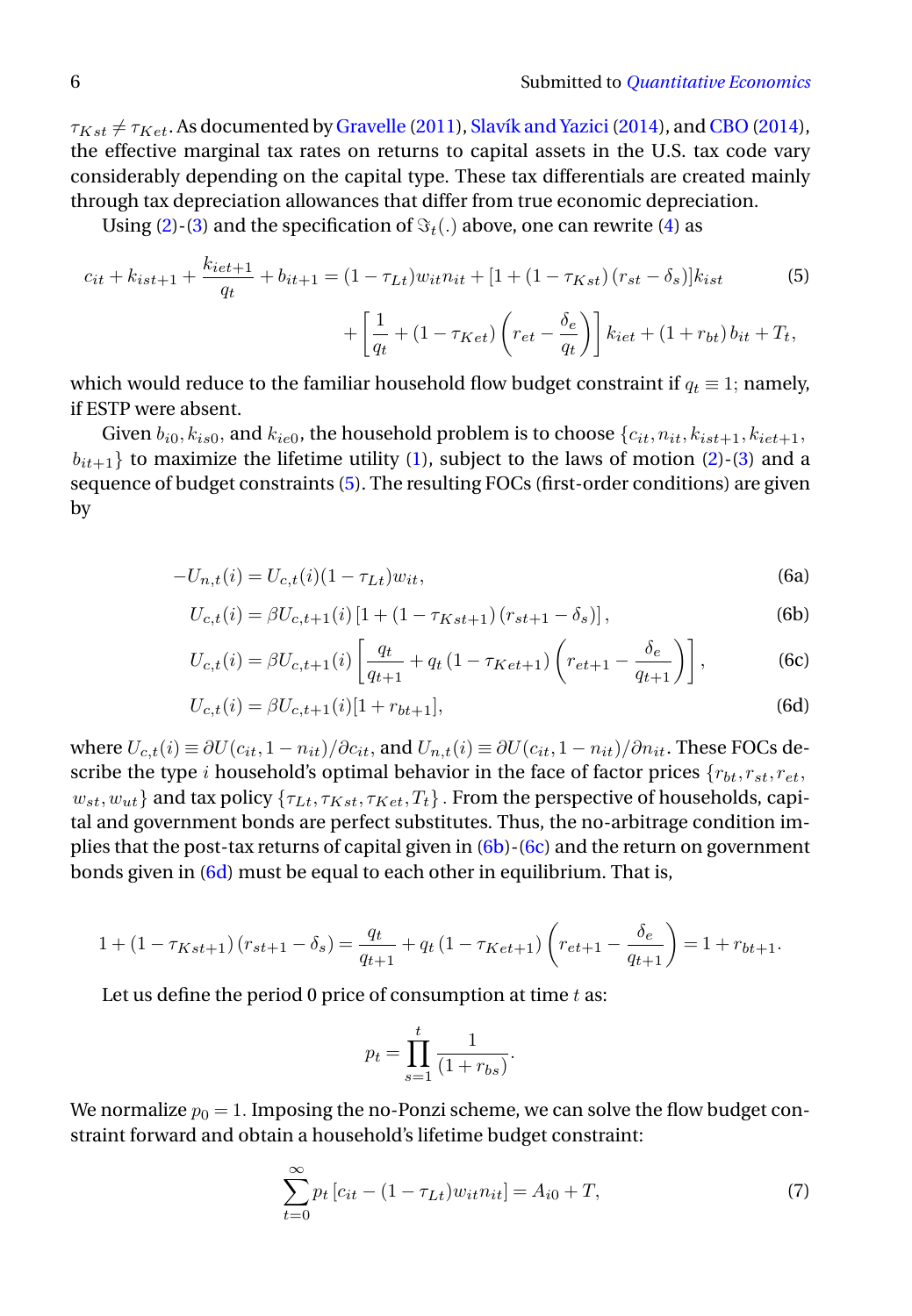$\tau_{Kst} \neq \tau_{Ket}$. As documented by Gravelle (2011), Slavík and Yazici (2014), and CBO (2014), the effective marginal tax rates on returns to capital assets in the U.S. tax code vary considerably depending on the capital type. These tax differentials are created mainly through tax depreciation allowances that differ from true economic depreciation.

Using (2)-(3) and the specification of $\Im_t(.)$ above, one can rewrite (4) as

$$c_{it} + k_{ist+1} + \frac{k_{iet+1}}{q_t} + b_{it+1} = (1-\tau_{Lt}) w_{it} n_{it} + [1 + (1-\tau_{Kst})(r_{st} - \delta_s)] k_{ist} + \left[\frac{1}{q_t} + (1-\tau_{Ket})\left(r_{et} - \frac{\delta_e}{q_t}\right)\right] k_{iet} + (1 + r_{bt}) b_{it} + T_t, \tag{5}$$

which would reduce to the familiar household flow budget constraint if $q_t \equiv 1$; namely, if ESTP were absent.

Given $b_{i0}, k_{is0}$, and $k_{ie0}$, the household problem is to choose $\{c_{it}, n_{it}, k_{ist+1}, k_{iet+1}, b_{it+1}\}$ to maximize the lifetime utility (1), subject to the laws of motion (2)-(3) and a sequence of budget constraints (5). The resulting FOCs (first-order conditions) are given by

$$-U_{n,t}(i) = U_{c,t}(i)(1-\tau_{Lt}) w_{it}, \tag{6a}$$

$$U_{c,t}(i) = \beta U_{c,t+1}(i) \left[1 + (1-\tau_{Kst+1})(r_{st+1} - \delta_s)\right], \tag{6b}$$

$$U_{c,t}(i) = \beta U_{c,t+1}(i) \left[\frac{q_t}{q_{t+1}} + q_t (1-\tau_{Ket+1})\left(r_{et+1} - \frac{\delta_e}{q_{t+1}}\right)\right], \tag{6c}$$

$$U_{c,t}(i) = \beta U_{c,t+1}(i) [1 + r_{bt+1}], \tag{6d}$$

where $U_{c,t}(i) \equiv \partial U(c_{it}, 1-n_{it})/\partial c_{it}$, and $U_{n,t}(i) \equiv \partial U(c_{it}, 1-n_{it})/\partial n_{it}$. These FOCs describe the type $i$ household's optimal behavior in the face of factor prices $\{r_{bt}, r_{st}, r_{et}, w_{st}, w_{ut}\}$ and tax policy $\{\tau_{Lt}, \tau_{Kst}, \tau_{Ket}, T_t\}$. From the perspective of households, capital and government bonds are perfect substitutes. Thus, the no-arbitrage condition implies that the post-tax returns of capital given in (6b)-(6c) and the return on government bonds given in (6d) must be equal to each other in equilibrium. That is,

$$1 + (1-\tau_{Kst+1})(r_{st+1} - \delta_s) = \frac{q_t}{q_{t+1}} + q_t (1-\tau_{Ket+1})\left(r_{et+1} - \frac{\delta_e}{q_{t+1}}\right) = 1 + r_{bt+1}.$$

Let us define the period 0 price of consumption at time $t$ as:

$$p_t = \prod_{s=1}^{t} \frac{1}{(1 + r_{bs})}.$$

We normalize $p_0 = 1$. Imposing the no-Ponzi scheme, we can solve the flow budget constraint forward and obtain a household's lifetime budget constraint:

$$\sum_{t=0}^{\infty} p_t \left[c_{it} - (1-\tau_{Lt}) w_{it} n_{it}\right] = A_{i0} + T, \tag{7}$$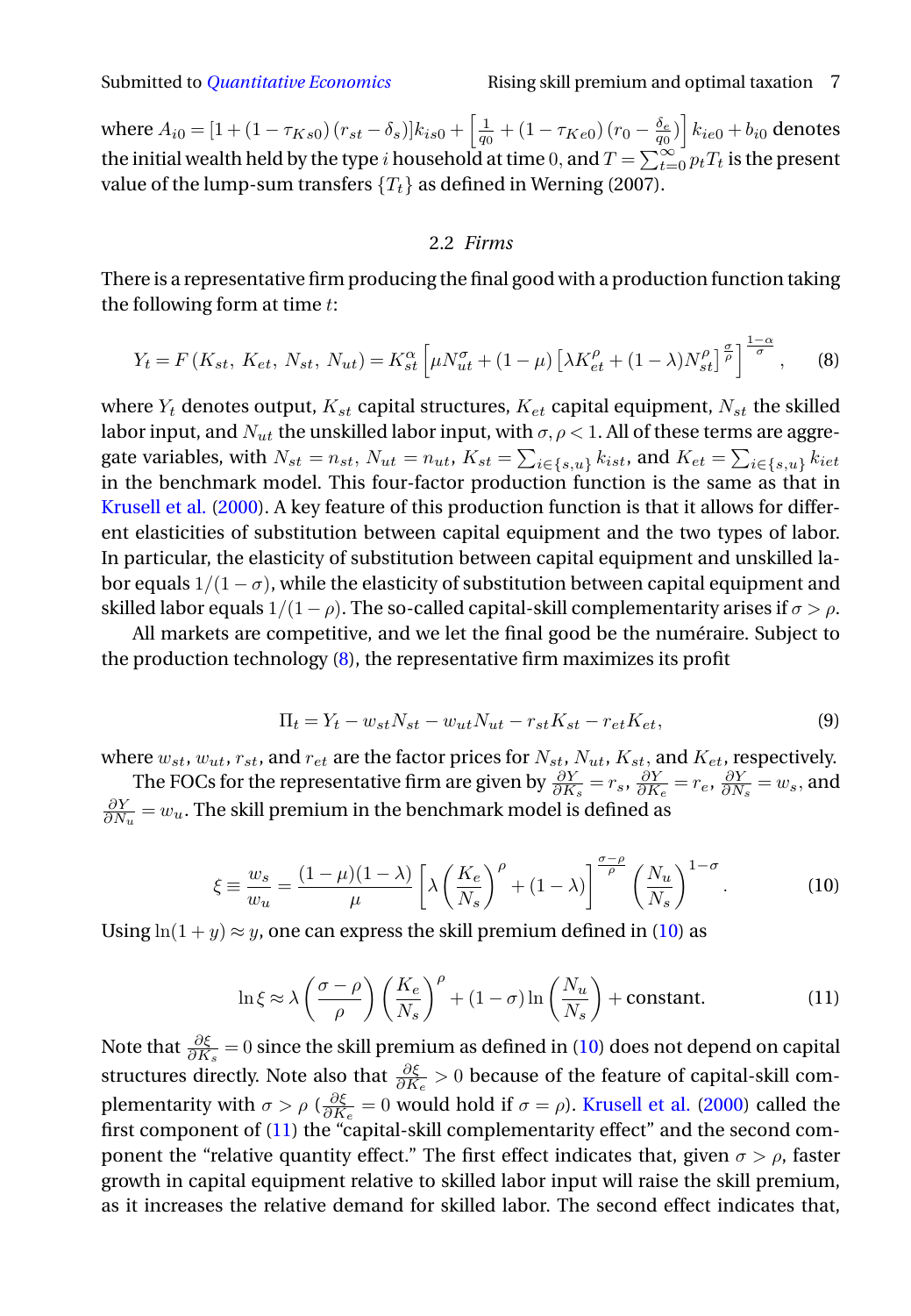where $A_{i0} = [1 + (1 - \tau_{Ks0})(r_{st} - \delta_s)]k_{is0} + \left[\frac{1}{q_0} + (1 - \tau_{Ke0})(r_0 - \frac{\delta_e}{q_0})\right] k_{ie0} + b_{i0}$ denotes the initial wealth held by the type $i$ household at time 0, and $T = \sum_{t=0}^{\infty} p_t T_t$ is the present value of the lump-sum transfers $\{T_t\}$ as defined in Werning (2007).

### 2.2 *Firms*

There is a representative firm producing the final good with a production function taking the following form at time $t$:

$$Y_t = F(K_{st}, K_{et}, N_{st}, N_{ut}) = K_{st}^{\alpha} \left[\mu N_{ut}^{\sigma} + (1 - \mu)\left[\lambda K_{et}^{\rho} + (1 - \lambda) N_{st}^{\rho}\right]^{\frac{\sigma}{\rho}}\right]^{\frac{1-\alpha}{\sigma}}, \tag{8}$$

where $Y_t$ denotes output, $K_{st}$ capital structures, $K_{et}$ capital equipment, $N_{st}$ the skilled labor input, and $N_{ut}$ the unskilled labor input, with $\sigma, \rho < 1$. All of these terms are aggregate variables, with $N_{st} = n_{st}$, $N_{ut} = n_{ut}$, $K_{st} = \sum_{i \in \{s,u\}} k_{ist}$, and $K_{et} = \sum_{i \in \{s,u\}} k_{iet}$ in the benchmark model. This four-factor production function is the same as that in Krusell et al. (2000). A key feature of this production function is that it allows for different elasticities of substitution between capital equipment and the two types of labor. In particular, the elasticity of substitution between capital equipment and unskilled labor equals $1/(1 - \sigma)$, while the elasticity of substitution between capital equipment and skilled labor equals $1/(1 - \rho)$. The so-called capital-skill complementarity arises if $\sigma > \rho$.

All markets are competitive, and we let the final good be the numéraire. Subject to the production technology (8), the representative firm maximizes its profit

$$\Pi_t = Y_t - w_{st} N_{st} - w_{ut} N_{ut} - r_{st} K_{st} - r_{et} K_{et}, \tag{9}$$

where $w_{st}$, $w_{ut}$, $r_{st}$, and $r_{et}$ are the factor prices for $N_{st}$, $N_{ut}$, $K_{st}$, and $K_{et}$, respectively.

The FOCs for the representative firm are given by $\frac{\partial Y}{\partial K_s} = r_s$, $\frac{\partial Y}{\partial K_e} = r_e$, $\frac{\partial Y}{\partial N_s} = w_s$, and $\frac{\partial Y}{\partial N_u} = w_u$. The skill premium in the benchmark model is defined as

$$\xi \equiv \frac{w_s}{w_u} = \frac{(1 - \mu)(1 - \lambda)}{\mu} \left[\lambda \left(\frac{K_e}{N_s}\right)^{\rho} + (1 - \lambda)\right]^{\frac{\sigma - \rho}{\rho}} \left(\frac{N_u}{N_s}\right)^{1 - \sigma}. \tag{10}$$

Using $\ln(1 + y) \approx y$, one can express the skill premium defined in (10) as

$$\ln \xi \approx \lambda \left(\frac{\sigma - \rho}{\rho}\right) \left(\frac{K_e}{N_s}\right)^{\rho} + (1 - \sigma) \ln \left(\frac{N_u}{N_s}\right) + \text{constant}. \tag{11}$$

Note that $\frac{\partial \xi}{\partial K_s} = 0$ since the skill premium as defined in (10) does not depend on capital structures directly. Note also that $\frac{\partial \xi}{\partial K_e} > 0$ because of the feature of capital-skill complementarity with $\sigma > \rho$ ($\frac{\partial \xi}{\partial K_e} = 0$ would hold if $\sigma = \rho$). Krusell et al. (2000) called the first component of (11) the "capital-skill complementarity effect" and the second component the "relative quantity effect." The first effect indicates that, given $\sigma > \rho$, faster growth in capital equipment relative to skilled labor input will raise the skill premium, as it increases the relative demand for skilled labor. The second effect indicates that,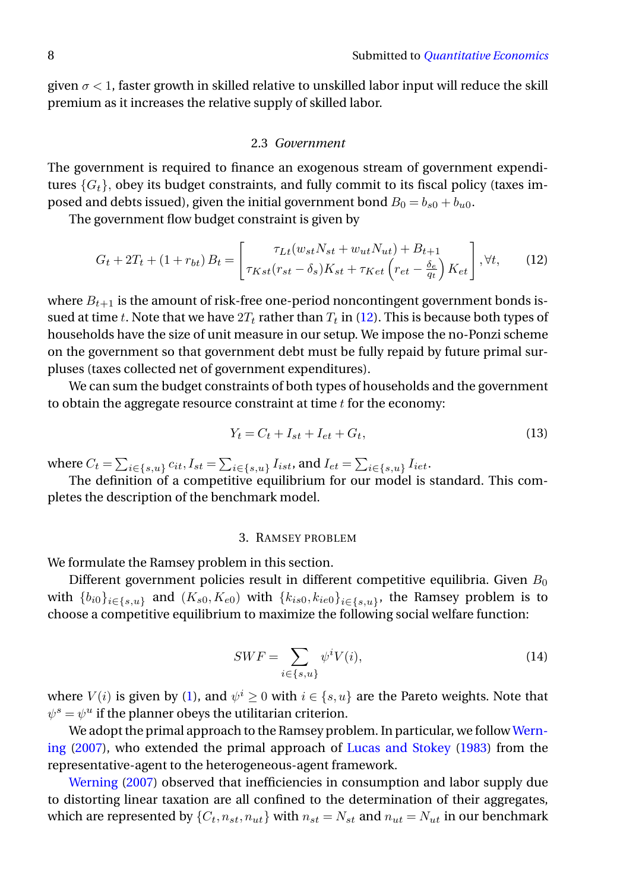given $\sigma < 1$, faster growth in skilled relative to unskilled labor input will reduce the skill premium as it increases the relative supply of skilled labor.

### 2.3 *Government*

The government is required to finance an exogenous stream of government expenditures $\{G_t\}$, obey its budget constraints, and fully commit to its fiscal policy (taxes imposed and debts issued), given the initial government bond $B_0 = b_{s0} + b_{u0}$.

The government flow budget constraint is given by

$$G_t + 2T_t + (1 + r_{bt}) B_t = \begin{bmatrix} \tau_{Lt}(w_{st}N_{st} + w_{ut}N_{ut}) + B_{t+1} \\ \tau_{Kst}(r_{st} - \delta_s)K_{st} + \tau_{Ket}\left(r_{et} - \frac{\delta_e}{q_t}\right)K_{et} \end{bmatrix}, \forall t, \tag{12}$$

where $B_{t+1}$ is the amount of risk-free one-period noncontingent government bonds issued at time $t$. Note that we have $2T_t$ rather than $T_t$ in (12). This is because both types of households have the size of unit measure in our setup. We impose the no-Ponzi scheme on the government so that government debt must be fully repaid by future primal surpluses (taxes collected net of government expenditures).

We can sum the budget constraints of both types of households and the government to obtain the aggregate resource constraint at time $t$ for the economy:

$$Y_t = C_t + I_{st} + I_{et} + G_t, \tag{13}$$

where $C_t = \sum_{i \in \{s,u\}} c_{it}$, $I_{st} = \sum_{i \in \{s,u\}} I_{ist}$, and $I_{et} = \sum_{i \in \{s,u\}} I_{iet}$.

The definition of a competitive equilibrium for our model is standard. This completes the description of the benchmark model.

## 3. Ramsey problem

We formulate the Ramsey problem in this section.

Different government policies result in different competitive equilibria. Given $B_0$ with $\{b_{i0}\}_{i \in \{s,u\}}$ and $(K_{s0}, K_{e0})$ with $\{k_{is0}, k_{ie0}\}_{i \in \{s,u\}}$, the Ramsey problem is to choose a competitive equilibrium to maximize the following social welfare function:

$$SWF = \sum_{i \in \{s,u\}} \psi^i V(i), \tag{14}$$

where $V(i)$ is given by (1), and $\psi^i \geq 0$ with $i \in \{s,u\}$ are the Pareto weights. Note that $\psi^s = \psi^u$ if the planner obeys the utilitarian criterion.

We adopt the primal approach to the Ramsey problem. In particular, we follow Werning (2007), who extended the primal approach of Lucas and Stokey (1983) from the representative-agent to the heterogeneous-agent framework.

Werning (2007) observed that inefficiencies in consumption and labor supply due to distorting linear taxation are all confined to the determination of their aggregates, which are represented by $\{C_t, n_{st}, n_{ut}\}$ with $n_{st} = N_{st}$ and $n_{ut} = N_{ut}$ in our benchmark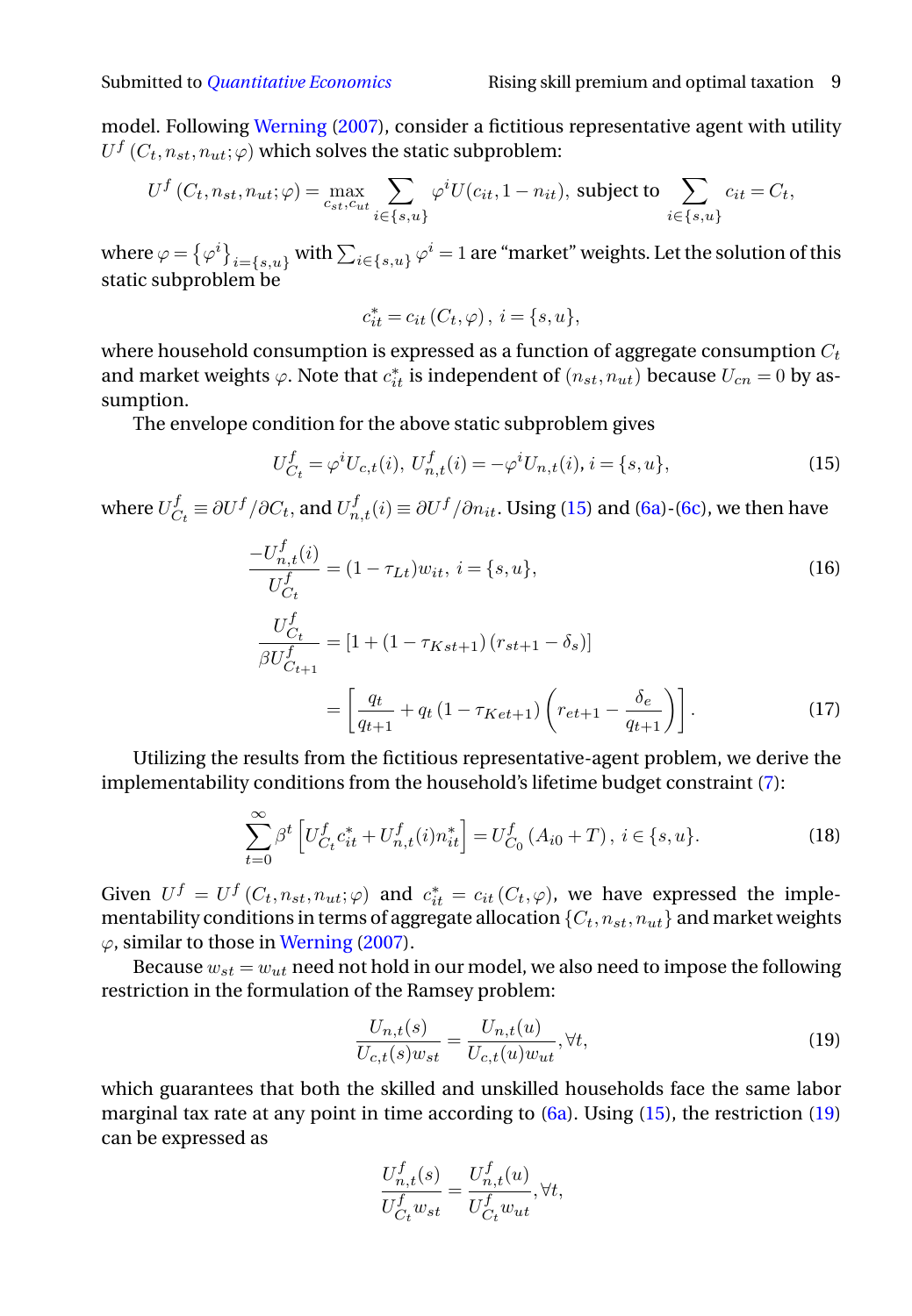model. Following Werning (2007), consider a fictitious representative agent with utility $U^f(C_t, n_{st}, n_{ut}; \varphi)$ which solves the static subproblem:

$$U^f(C_t, n_{st}, n_{ut}; \varphi) = \max_{c_{st}, c_{ut}} \sum_{i \in \{s,u\}} \varphi^i U(c_{it}, 1 - n_{it}), \text{ subject to } \sum_{i \in \{s,u\}} c_{it} = C_t,$$

where $\varphi = \{\varphi^i\}_{i=\{s,u\}}$ with $\sum_{i \in \{s,u\}} \varphi^i = 1$ are "market" weights. Let the solution of this static subproblem be

$$c_{it}^* = c_{it}(C_t, \varphi), \; i = \{s, u\},$$

where household consumption is expressed as a function of aggregate consumption $C_t$ and market weights $\varphi$. Note that $c_{it}^*$ is independent of $(n_{st}, n_{ut})$ because $U_{cn} = 0$ by assumption.

The envelope condition for the above static subproblem gives

$$U_{C_t}^f = \varphi^i U_{c,t}(i), \; U_{n,t}^f(i) = -\varphi^i U_{n,t}(i), \; i = \{s, u\}, \tag{15}$$

where $U_{C_t}^f \equiv \partial U^f / \partial C_t$, and $U_{n,t}^f(i) \equiv \partial U^f / \partial n_{it}$. Using (15) and (6a)-(6c), we then have

$$\frac{-U_{n,t}^f(i)}{U_{C_t}^f} = (1 - \tau_{Lt}) w_{it}, \; i = \{s, u\}, \tag{16}$$

$$\frac{U_{C_t}^f}{\beta U_{C_{t+1}}^f} = \left[1 + (1 - \tau_{Kst+1})(r_{st+1} - \delta_s)\right]$$

$$= \left[\frac{q_t}{q_{t+1}} + q_t (1 - \tau_{Ket+1}) \left(r_{et+1} - \frac{\delta_e}{q_{t+1}}\right)\right]. \tag{17}$$

Utilizing the results from the fictitious representative-agent problem, we derive the implementability conditions from the household's lifetime budget constraint (7):

$$\sum_{t=0}^{\infty} \beta^t \left[U_{C_t}^f c_{it}^* + U_{n,t}^f(i) n_{it}^*\right] = U_{C_0}^f (A_{i0} + T), \; i \in \{s, u\}. \tag{18}$$

Given $U^f = U^f(C_t, n_{st}, n_{ut}; \varphi)$ and $c_{it}^* = c_{it}(C_t, \varphi)$, we have expressed the implementability conditions in terms of aggregate allocation $\{C_t, n_{st}, n_{ut}\}$ and market weights $\varphi$, similar to those in Werning (2007).

Because $w_{st} = w_{ut}$ need not hold in our model, we also need to impose the following restriction in the formulation of the Ramsey problem:

$$\frac{U_{n,t}(s)}{U_{c,t}(s) w_{st}} = \frac{U_{n,t}(u)}{U_{c,t}(u) w_{ut}}, \forall t, \tag{19}$$

which guarantees that both the skilled and unskilled households face the same labor marginal tax rate at any point in time according to (6a). Using (15), the restriction (19) can be expressed as

$$\frac{U_{n,t}^f(s)}{U_{C_t}^f w_{st}} = \frac{U_{n,t}^f(u)}{U_{C_t}^f w_{ut}}, \forall t,$$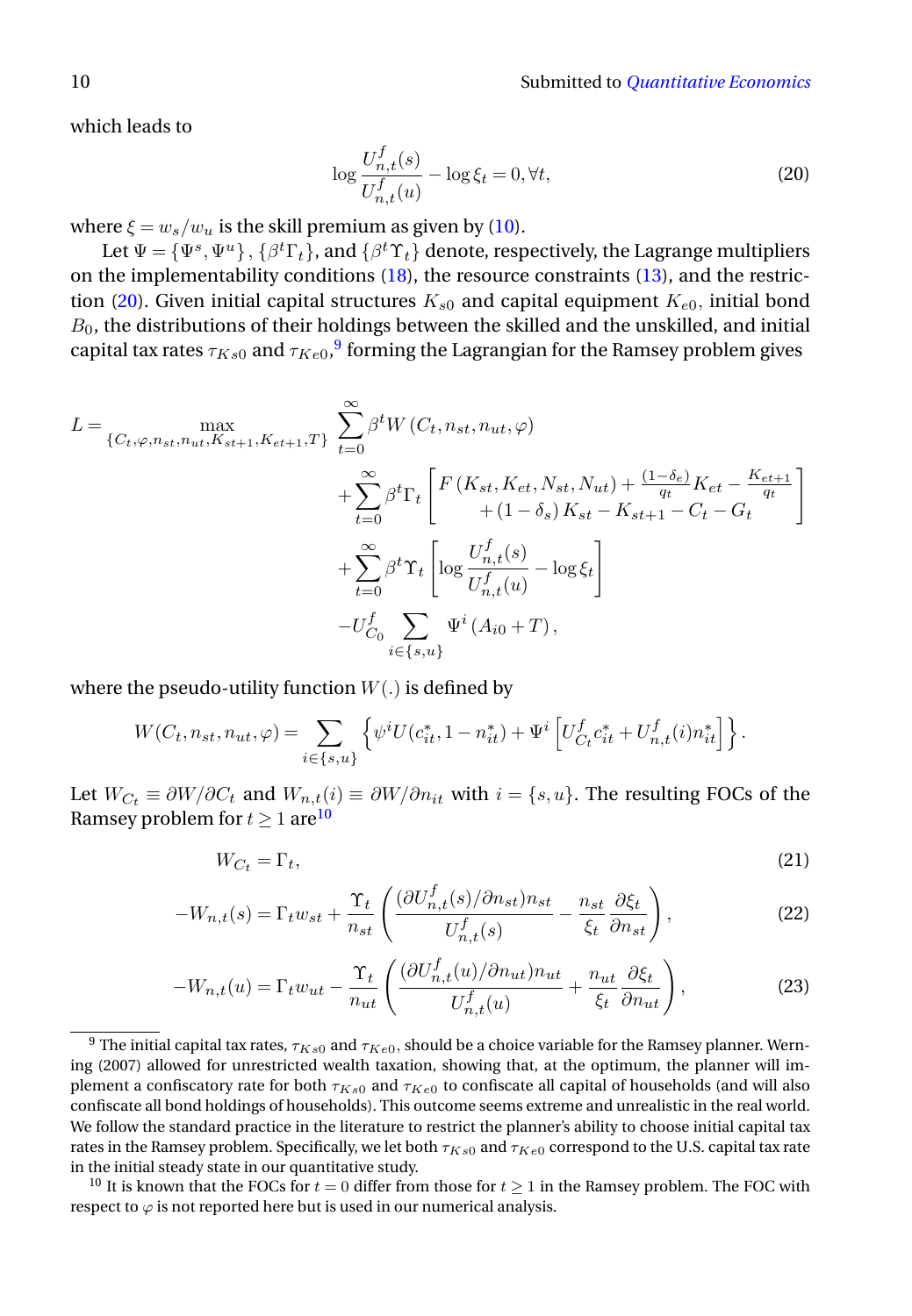which leads to

$$\log \frac{U_{n,t}^{f}(s)}{U_{n,t}^{f}(u)} - \log \xi_t = 0, \forall t, \tag{20}$$

where $\xi = w_s/w_u$ is the skill premium as given by (10).

Let $\Psi = \{\Psi^s, \Psi^u\}$, $\{\beta^t \Gamma_t\}$, and $\{\beta^t \Upsilon_t\}$ denote, respectively, the Lagrange multipliers on the implementability conditions (18), the resource constraints (13), and the restriction (20). Given initial capital structures $K_{s0}$ and capital equipment $K_{e0}$, initial bond $B_0$, the distributions of their holdings between the skilled and the unskilled, and initial capital tax rates $\tau_{Ks0}$ and $\tau_{Ke0}$,[9] forming the Lagrangian for the Ramsey problem gives

$$\begin{aligned}
L = \max_{\{C_t, \varphi, n_{st}, n_{ut}, K_{st+1}, K_{et+1}, T\}} & \sum_{t=0}^{\infty} \beta^t W\left(C_t, n_{st}, n_{ut}, \varphi\right) \\
& + \sum_{t=0}^{\infty} \beta^t \Gamma_t \left[ \begin{array}{c} F\left(K_{st}, K_{et}, N_{st}, N_{ut}\right) + \frac{(1-\delta_e)}{q_t} K_{et} - \frac{K_{et+1}}{q_t} \\ + \left(1-\delta_s\right) K_{st} - K_{st+1} - C_t - G_t \end{array} \right] \\
& + \sum_{t=0}^{\infty} \beta^t \Upsilon_t \left[ \log \frac{U_{n,t}^{f}(s)}{U_{n,t}^{f}(u)} - \log \xi_t \right] \\
& - U_{C_0}^{f} \sum_{i \in \{s,u\}} \Psi^i \left(A_{i0} + T\right),
\end{aligned}$$

where the pseudo-utility function $W(.)$ is defined by

$$W(C_t, n_{st}, n_{ut}, \varphi) = \sum_{i \in \{s,u\}} \left\{ \psi^i U(c_{it}^*, 1 - n_{it}^*) + \Psi^i \left[ U_{C_t}^{f} c_{it}^* + U_{n,t}^{f}(i) n_{it}^* \right] \right\}.$$

Let $W_{C_t} \equiv \partial W / \partial C_t$ and $W_{n,t}(i) \equiv \partial W / \partial n_{it}$ with $i = \{s, u\}$. The resulting FOCs of the Ramsey problem for $t \geq 1$ are[10]

$$W_{C_t} = \Gamma_t, \tag{21}$$

$$-W_{n,t}(s) = \Gamma_t w_{st} + \frac{\Upsilon_t}{n_{st}} \left( \frac{(\partial U_{n,t}^{f}(s)/\partial n_{st}) n_{st}}{U_{n,t}^{f}(s)} - \frac{n_{st}}{\xi_t} \frac{\partial \xi_t}{\partial n_{st}} \right), \tag{22}$$

$$-W_{n,t}(u) = \Gamma_t w_{ut} - \frac{\Upsilon_t}{n_{ut}} \left( \frac{(\partial U_{n,t}^{f}(u)/\partial n_{ut}) n_{ut}}{U_{n,t}^{f}(u)} + \frac{n_{ut}}{\xi_t} \frac{\partial \xi_t}{\partial n_{ut}} \right), \tag{23}$$

---

[9] The initial capital tax rates, $\tau_{Ks0}$ and $\tau_{Ke0}$, should be a choice variable for the Ramsey planner. Werning (2007) allowed for unrestricted wealth taxation, showing that, at the optimum, the planner will implement a confiscatory rate for both $\tau_{Ks0}$ and $\tau_{Ke0}$ to confiscate all capital of households (and will also confiscate all bond holdings of households). This outcome seems extreme and unrealistic in the real world. We follow the standard practice in the literature to restrict the planner's ability to choose initial capital tax rates in the Ramsey problem. Specifically, we let both $\tau_{Ks0}$ and $\tau_{Ke0}$ correspond to the U.S. capital tax rate in the initial steady state in our quantitative study.

[10] It is known that the FOCs for $t = 0$ differ from those for $t \geq 1$ in the Ramsey problem. The FOC with respect to $\varphi$ is not reported here but is used in our numerical analysis.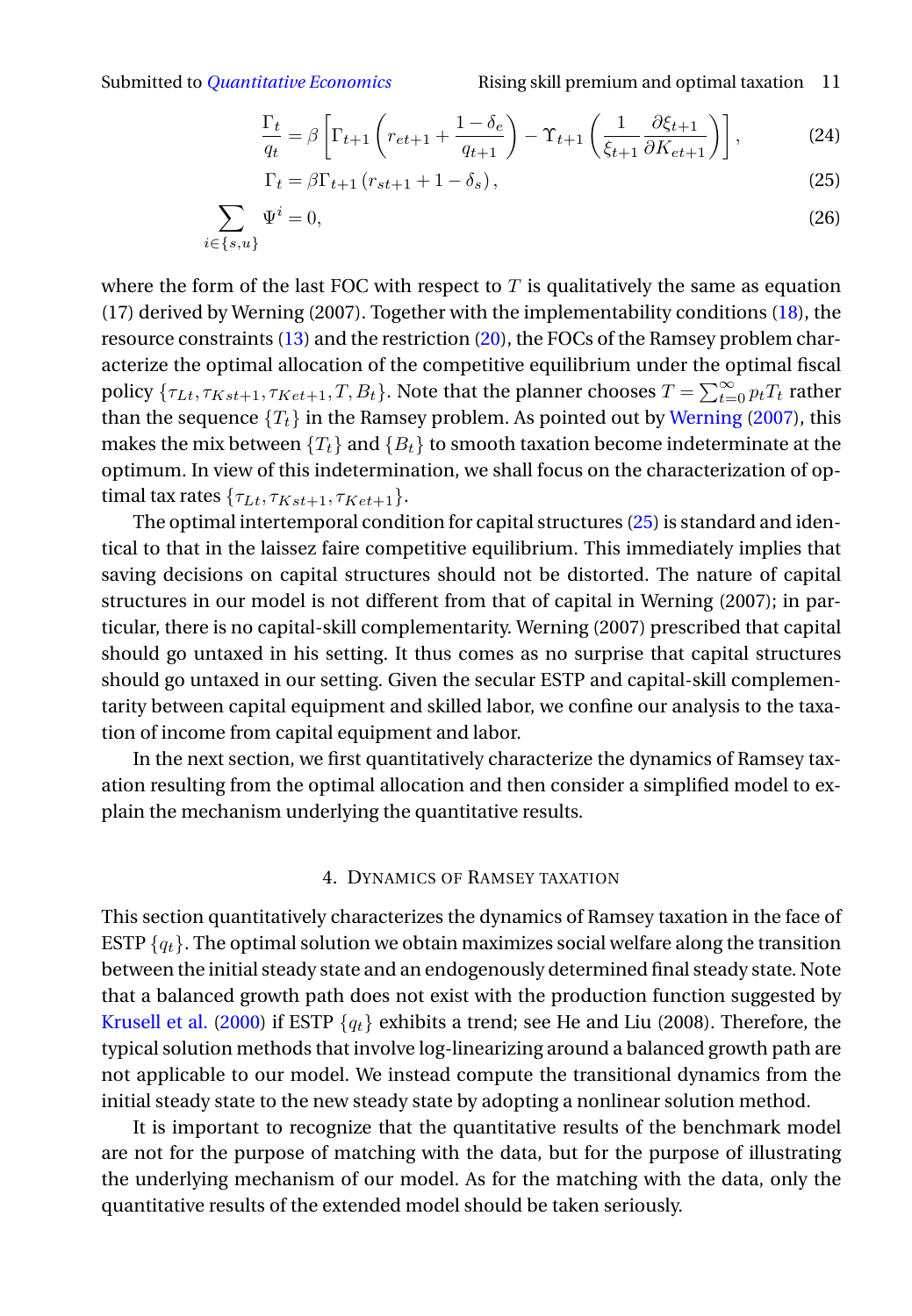$$\frac{\Gamma_t}{q_t} = \beta \left[ \Gamma_{t+1} \left( r_{et+1} + \frac{1-\delta_e}{q_{t+1}} \right) - \Upsilon_{t+1} \left( \frac{1}{\xi_{t+1}} \frac{\partial \xi_{t+1}}{\partial K_{et+1}} \right) \right], \tag{24}$$

$$\Gamma_t = \beta \Gamma_{t+1} \left( r_{st+1} + 1 - \delta_s \right), \tag{25}$$

$$\sum_{i \in \{s,u\}} \Psi^i = 0, \tag{26}$$

where the form of the last FOC with respect to $T$ is qualitatively the same as equation (17) derived by Werning (2007). Together with the implementability conditions (18), the resource constraints (13) and the restriction (20), the FOCs of the Ramsey problem characterize the optimal allocation of the competitive equilibrium under the optimal fiscal policy $\{\tau_{Lt}, \tau_{Kst+1}, \tau_{Ket+1}, T, B_t\}$. Note that the planner chooses $T = \sum_{t=0}^{\infty} p_t T_t$ rather than the sequence $\{T_t\}$ in the Ramsey problem. As pointed out by Werning (2007), this makes the mix between $\{T_t\}$ and $\{B_t\}$ to smooth taxation become indeterminate at the optimum. In view of this indetermination, we shall focus on the characterization of optimal tax rates $\{\tau_{Lt}, \tau_{Kst+1}, \tau_{Ket+1}\}$.

The optimal intertemporal condition for capital structures (25) is standard and identical to that in the laissez faire competitive equilibrium. This immediately implies that saving decisions on capital structures should not be distorted. The nature of capital structures in our model is not different from that of capital in Werning (2007); in particular, there is no capital-skill complementarity. Werning (2007) prescribed that capital should go untaxed in his setting. It thus comes as no surprise that capital structures should go untaxed in our setting. Given the secular ESTP and capital-skill complementarity between capital equipment and skilled labor, we confine our analysis to the taxation of income from capital equipment and labor.

In the next section, we first quantitatively characterize the dynamics of Ramsey taxation resulting from the optimal allocation and then consider a simplified model to explain the mechanism underlying the quantitative results.

## 4. Dynamics of Ramsey taxation

This section quantitatively characterizes the dynamics of Ramsey taxation in the face of ESTP $\{q_t\}$. The optimal solution we obtain maximizes social welfare along the transition between the initial steady state and an endogenously determined final steady state. Note that a balanced growth path does not exist with the production function suggested by Krusell et al. (2000) if ESTP $\{q_t\}$ exhibits a trend; see He and Liu (2008). Therefore, the typical solution methods that involve log-linearizing around a balanced growth path are not applicable to our model. We instead compute the transitional dynamics from the initial steady state to the new steady state by adopting a nonlinear solution method.

It is important to recognize that the quantitative results of the benchmark model are not for the purpose of matching with the data, but for the purpose of illustrating the underlying mechanism of our model. As for the matching with the data, only the quantitative results of the extended model should be taken seriously.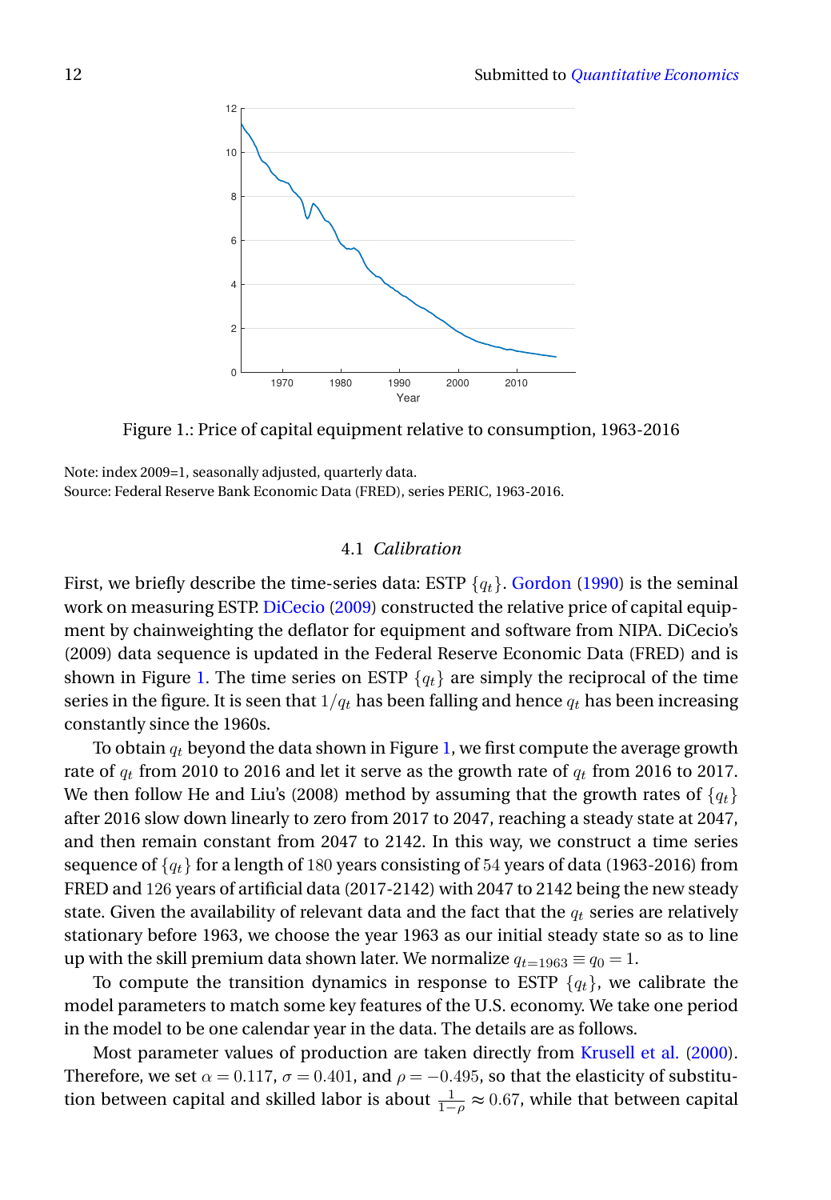Figure 1.: Price of capital equipment relative to consumption, 1963-2016

Note: index 2009=1, seasonally adjusted, quarterly data.
Source: Federal Reserve Bank Economic Data (FRED), series PERIC, 1963-2016.

### 4.1 *Calibration*

First, we briefly describe the time-series data: ESTP $\{q_t\}$. Gordon (1990) is the seminal work on measuring ESTP. DiCecio (2009) constructed the relative price of capital equipment by chainweighting the deflator for equipment and software from NIPA. DiCecio's (2009) data sequence is updated in the Federal Reserve Economic Data (FRED) and is shown in Figure 1. The time series on ESTP $\{q_t\}$ are simply the reciprocal of the time series in the figure. It is seen that $1/q_t$ has been falling and hence $q_t$ has been increasing constantly since the 1960s.

To obtain $q_t$ beyond the data shown in Figure 1, we first compute the average growth rate of $q_t$ from 2010 to 2016 and let it serve as the growth rate of $q_t$ from 2016 to 2017. We then follow He and Liu's (2008) method by assuming that the growth rates of $\{q_t\}$ after 2016 slow down linearly to zero from 2017 to 2047, reaching a steady state at 2047, and then remain constant from 2047 to 2142. In this way, we construct a time series sequence of $\{q_t\}$ for a length of $180$ years consisting of $54$ years of data (1963-2016) from FRED and $126$ years of artificial data (2017-2142) with 2047 to 2142 being the new steady state. Given the availability of relevant data and the fact that the $q_t$ series are relatively stationary before 1963, we choose the year 1963 as our initial steady state so as to line up with the skill premium data shown later. We normalize $q_{t=1963} \equiv q_0 = 1$.

To compute the transition dynamics in response to ESTP $\{q_t\}$, we calibrate the model parameters to match some key features of the U.S. economy. We take one period in the model to be one calendar year in the data. The details are as follows.

Most parameter values of production are taken directly from Krusell et al. (2000). Therefore, we set $\alpha = 0.117$, $\sigma = 0.401$, and $\rho = -0.495$, so that the elasticity of substitution between capital and skilled labor is about $\frac{1}{1-\rho} \approx 0.67$, while that between capital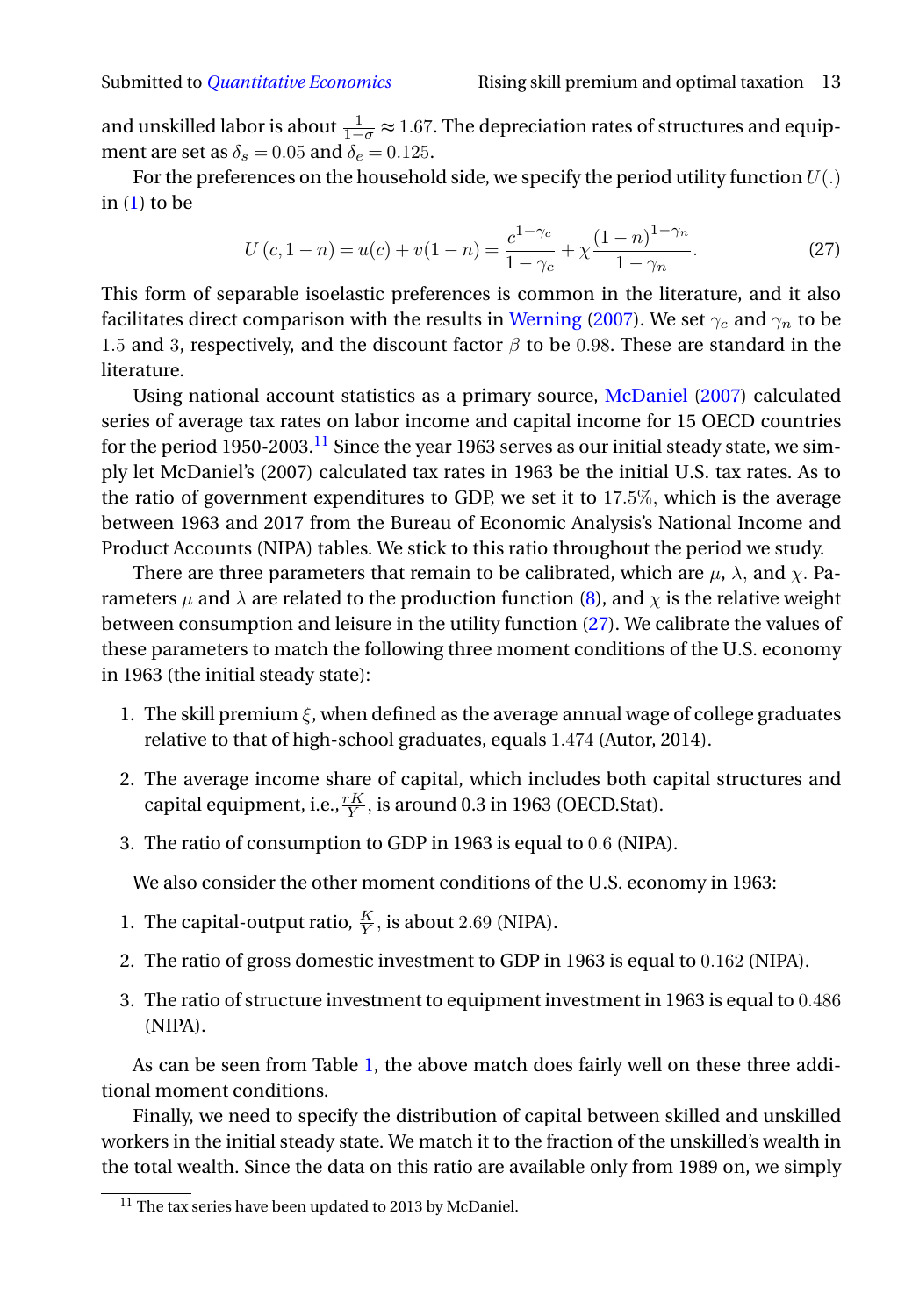and unskilled labor is about $\frac{1}{1-\sigma} \approx 1.67$. The depreciation rates of structures and equipment are set as $\delta_s = 0.05$ and $\delta_e = 0.125$.

For the preferences on the household side, we specify the period utility function $U(.)$ in (1) to be

$$U\left(c, 1-n\right) = u(c) + v(1-n) = \frac{c^{1-\gamma_c}}{1-\gamma_c} + \chi \frac{\left(1-n\right)^{1-\gamma_n}}{1-\gamma_n}. \tag{27}$$

This form of separable isoelastic preferences is common in the literature, and it also facilitates direct comparison with the results in Werning (2007). We set $\gamma_c$ and $\gamma_n$ to be $1.5$ and $3$, respectively, and the discount factor $\beta$ to be $0.98$. These are standard in the literature.

Using national account statistics as a primary source, McDaniel (2007) calculated series of average tax rates on labor income and capital income for 15 OECD countries for the period 1950-2003.[11] Since the year 1963 serves as our initial steady state, we simply let McDaniel's (2007) calculated tax rates in 1963 be the initial U.S. tax rates. As to the ratio of government expenditures to GDP, we set it to $17.5\%$, which is the average between 1963 and 2017 from the Bureau of Economic Analysis's National Income and Product Accounts (NIPA) tables. We stick to this ratio throughout the period we study.

There are three parameters that remain to be calibrated, which are $\mu$, $\lambda$, and $\chi$. Parameters $\mu$ and $\lambda$ are related to the production function (8), and $\chi$ is the relative weight between consumption and leisure in the utility function (27). We calibrate the values of these parameters to match the following three moment conditions of the U.S. economy in 1963 (the initial steady state):

1. The skill premium $\xi$, when defined as the average annual wage of college graduates relative to that of high-school graduates, equals $1.474$ (Autor, 2014).
2. The average income share of capital, which includes both capital structures and capital equipment, i.e., $\frac{rK}{Y}$, is around 0.3 in 1963 (OECD.Stat).
3. The ratio of consumption to GDP in 1963 is equal to $0.6$ (NIPA).

We also consider the other moment conditions of the U.S. economy in 1963:

1. The capital-output ratio, $\frac{K}{Y}$, is about $2.69$ (NIPA).
2. The ratio of gross domestic investment to GDP in 1963 is equal to $0.162$ (NIPA).
3. The ratio of structure investment to equipment investment in 1963 is equal to $0.486$ (NIPA).

As can be seen from Table 1, the above match does fairly well on these three additional moment conditions.

Finally, we need to specify the distribution of capital between skilled and unskilled workers in the initial steady state. We match it to the fraction of the unskilled's wealth in the total wealth. Since the data on this ratio are available only from 1989 on, we simply

[11] The tax series have been updated to 2013 by McDaniel.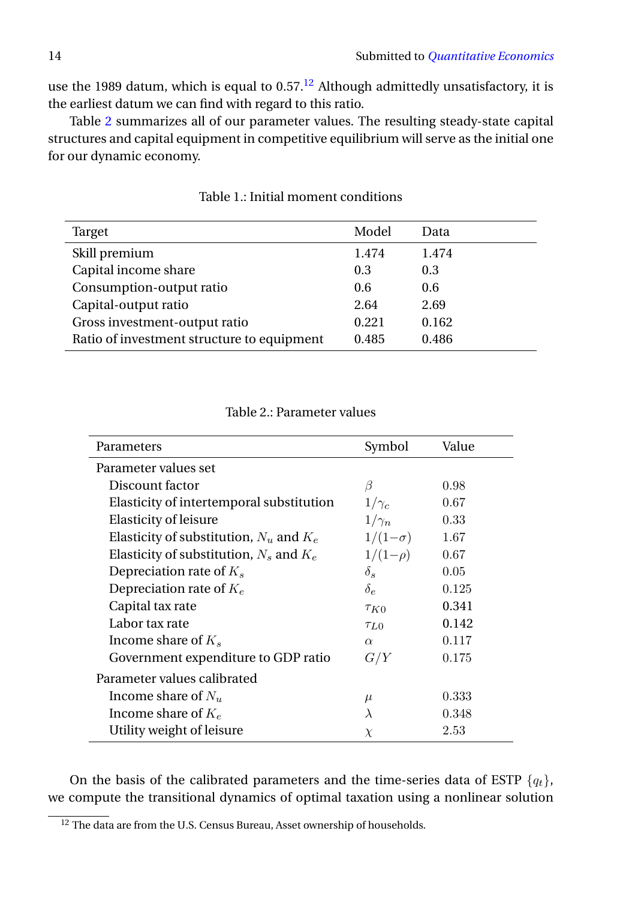use the 1989 datum, which is equal to 0.57.[12] Although admittedly unsatisfactory, it is the earliest datum we can find with regard to this ratio.

Table 2 summarizes all of our parameter values. The resulting steady-state capital structures and capital equipment in competitive equilibrium will serve as the initial one for our dynamic economy.

Table 1.: Initial moment conditions

| Target | Model | Data |
|---|---|---|
| Skill premium | 1.474 | 1.474 |
| Capital income share | 0.3 | 0.3 |
| Consumption-output ratio | 0.6 | 0.6 |
| Capital-output ratio | 2.64 | 2.69 |
| Gross investment-output ratio | 0.221 | 0.162 |
| Ratio of investment structure to equipment | 0.485 | 0.486 |

Table 2.: Parameter values

| Parameters | Symbol | Value |
|---|---|---|
| Parameter values set | | |
| Discount factor | $\beta$ | 0.98 |
| Elasticity of intertemporal substitution | $1/\gamma_c$ | 0.67 |
| Elasticity of leisure | $1/\gamma_n$ | 0.33 |
| Elasticity of substitution, $N_u$ and $K_e$ | $1/(1-\sigma)$ | 1.67 |
| Elasticity of substitution, $N_s$ and $K_e$ | $1/(1-\rho)$ | 0.67 |
| Depreciation rate of $K_s$ | $\delta_s$ | 0.05 |
| Depreciation rate of $K_e$ | $\delta_e$ | 0.125 |
| Capital tax rate | $\tau_{K0}$ | 0.341 |
| Labor tax rate | $\tau_{L0}$ | 0.142 |
| Income share of $K_s$ | $\alpha$ | 0.117 |
| Government expenditure to GDP ratio | $G/Y$ | 0.175 |
| Parameter values calibrated | | |
| Income share of $N_u$ | $\mu$ | 0.333 |
| Income share of $K_e$ | $\lambda$ | 0.348 |
| Utility weight of leisure | $\chi$ | 2.53 |

On the basis of the calibrated parameters and the time-series data of ESTP $\{q_t\}$, we compute the transitional dynamics of optimal taxation using a nonlinear solution

[12] The data are from the U.S. Census Bureau, Asset ownership of households.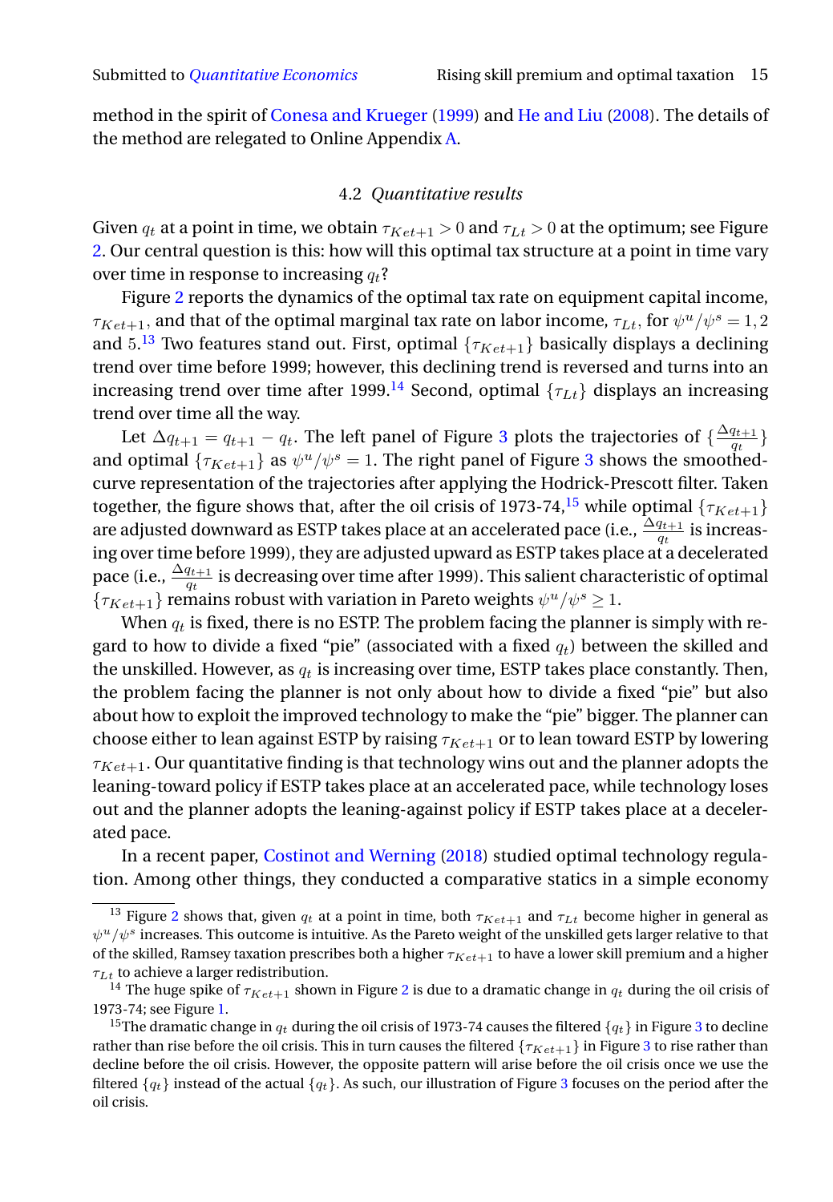method in the spirit of Conesa and Krueger (1999) and He and Liu (2008). The details of the method are relegated to Online Appendix A.

### 4.2 *Quantitative results*

Given $q_t$ at a point in time, we obtain $\tau_{Ket+1} > 0$ and $\tau_{Lt} > 0$ at the optimum; see Figure 2. Our central question is this: how will this optimal tax structure at a point in time vary over time in response to increasing $q_t$?

Figure 2 reports the dynamics of the optimal tax rate on equipment capital income, $\tau_{Ket+1}$, and that of the optimal marginal tax rate on labor income, $\tau_{Lt}$, for $\psi^u/\psi^s = 1, 2$ and 5.[13] Two features stand out. First, optimal $\{\tau_{Ket+1}\}$ basically displays a declining trend over time before 1999; however, this declining trend is reversed and turns into an increasing trend over time after 1999.[14] Second, optimal $\{\tau_{Lt}\}$ displays an increasing trend over time all the way.

Let $\Delta q_{t+1} = q_{t+1} - q_t$. The left panel of Figure 3 plots the trajectories of $\{\frac{\Delta q_{t+1}}{q_t}\}$ and optimal $\{\tau_{Ket+1}\}$ as $\psi^u/\psi^s = 1$. The right panel of Figure 3 shows the smoothed-curve representation of the trajectories after applying the Hodrick-Prescott filter. Taken together, the figure shows that, after the oil crisis of 1973-74,[15] while optimal $\{\tau_{Ket+1}\}$ are adjusted downward as ESTP takes place at an accelerated pace (i.e., $\frac{\Delta q_{t+1}}{q_t}$ is increasing over time before 1999), they are adjusted upward as ESTP takes place at a decelerated pace (i.e., $\frac{\Delta q_{t+1}}{q_t}$ is decreasing over time after 1999). This salient characteristic of optimal $\{\tau_{Ket+1}\}$ remains robust with variation in Pareto weights $\psi^u/\psi^s \geq 1$.

When $q_t$ is fixed, there is no ESTP. The problem facing the planner is simply with regard to how to divide a fixed "pie" (associated with a fixed $q_t$) between the skilled and the unskilled. However, as $q_t$ is increasing over time, ESTP takes place constantly. Then, the problem facing the planner is not only about how to divide a fixed "pie" but also about how to exploit the improved technology to make the "pie" bigger. The planner can choose either to lean against ESTP by raising $\tau_{Ket+1}$ or to lean toward ESTP by lowering $\tau_{Ket+1}$. Our quantitative finding is that technology wins out and the planner adopts the leaning-toward policy if ESTP takes place at an accelerated pace, while technology loses out and the planner adopts the leaning-against policy if ESTP takes place at a decelerated pace.

In a recent paper, Costinot and Werning (2018) studied optimal technology regulation. Among other things, they conducted a comparative statics in a simple economy

---

[13] Figure 2 shows that, given $q_t$ at a point in time, both $\tau_{Ket+1}$ and $\tau_{Lt}$ become higher in general as $\psi^u/\psi^s$ increases. This outcome is intuitive. As the Pareto weight of the unskilled gets larger relative to that of the skilled, Ramsey taxation prescribes both a higher $\tau_{Ket+1}$ to have a lower skill premium and a higher $\tau_{Lt}$ to achieve a larger redistribution.

[14] The huge spike of $\tau_{Ket+1}$ shown in Figure 2 is due to a dramatic change in $q_t$ during the oil crisis of 1973-74; see Figure 1.

[15] The dramatic change in $q_t$ during the oil crisis of 1973-74 causes the filtered $\{q_t\}$ in Figure 3 to decline rather than rise before the oil crisis. This in turn causes the filtered $\{\tau_{Ket+1}\}$ in Figure 3 to rise rather than decline before the oil crisis. However, the opposite pattern will arise before the oil crisis once we use the filtered $\{q_t\}$ instead of the actual $\{q_t\}$. As such, our illustration of Figure 3 focuses on the period after the oil crisis.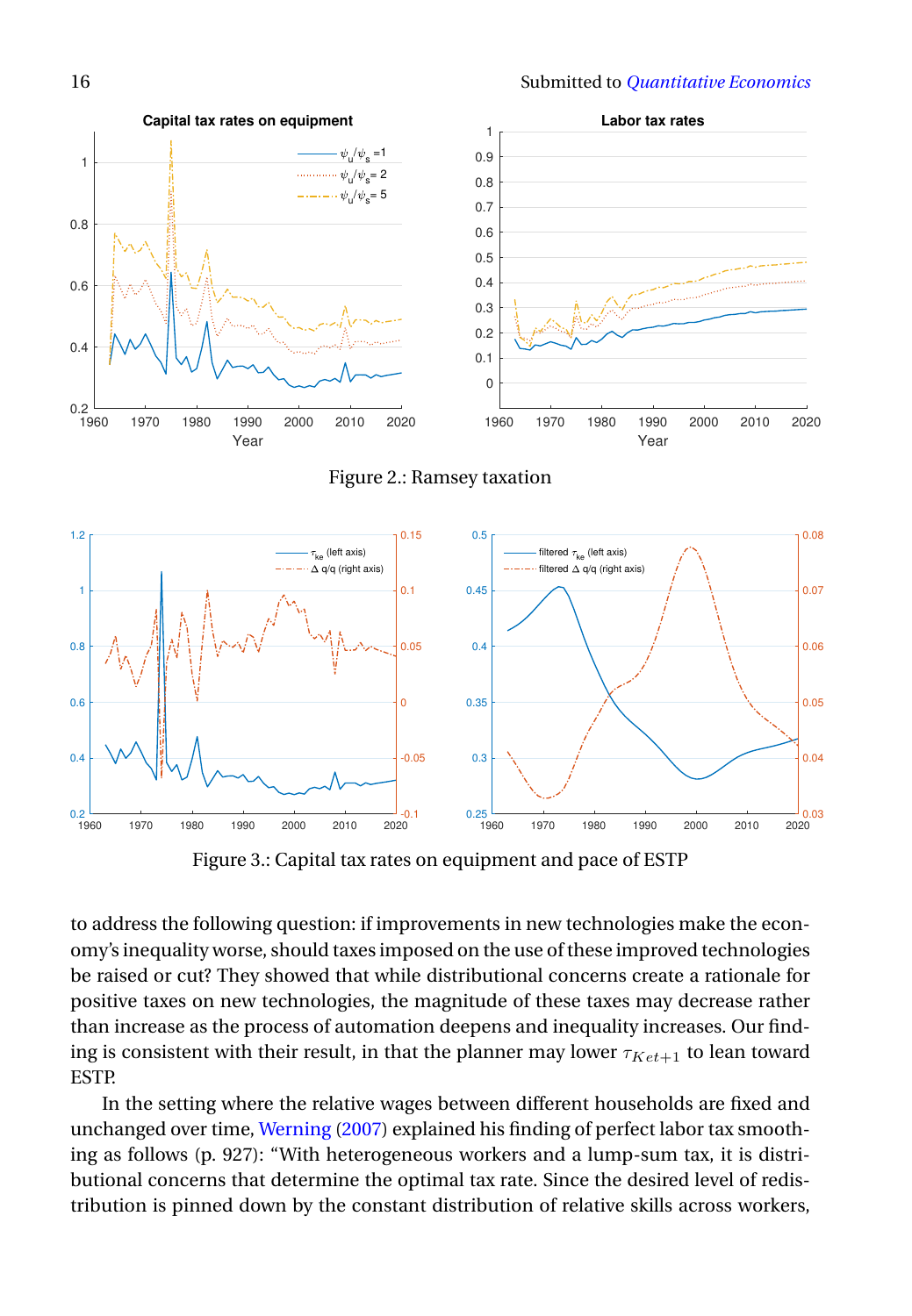Figure 2.: Ramsey taxation

Figure 3.: Capital tax rates on equipment and pace of ESTP

to address the following question: if improvements in new technologies make the economy's inequality worse, should taxes imposed on the use of these improved technologies be raised or cut? They showed that while distributional concerns create a rationale for positive taxes on new technologies, the magnitude of these taxes may decrease rather than increase as the process of automation deepens and inequality increases. Our finding is consistent with their result, in that the planner may lower $\tau_{Ket+1}$ to lean toward ESTP.

In the setting where the relative wages between different households are fixed and unchanged over time, Werning (2007) explained his finding of perfect labor tax smoothing as follows (p. 927): "With heterogeneous workers and a lump-sum tax, it is distributional concerns that determine the optimal tax rate. Since the desired level of redistribution is pinned down by the constant distribution of relative skills across workers,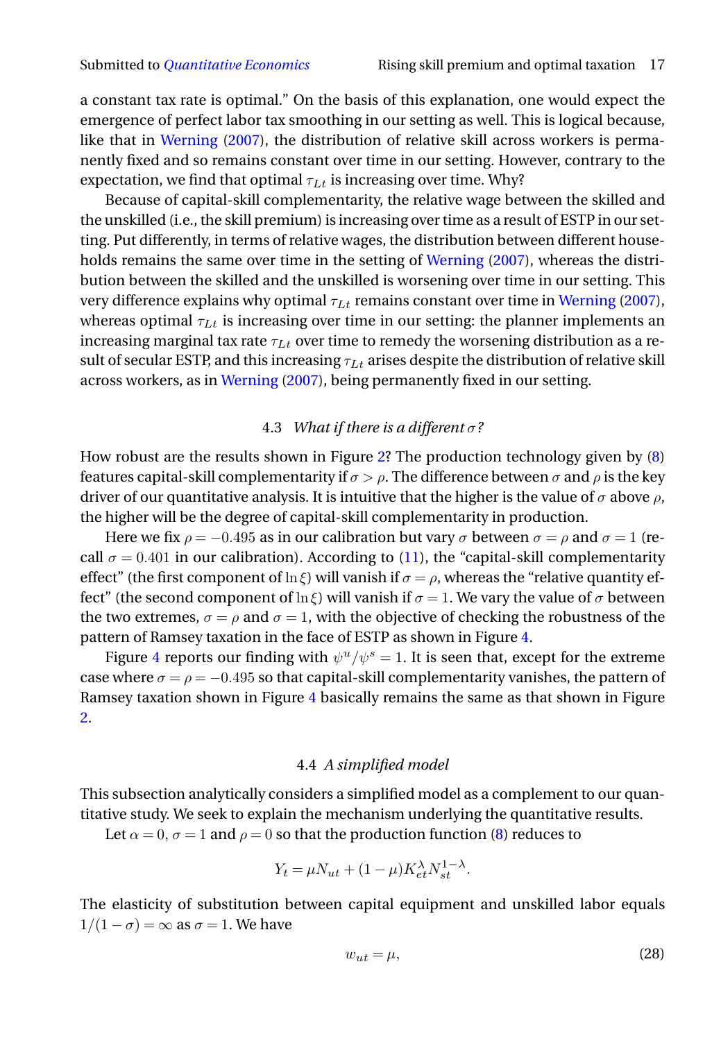a constant tax rate is optimal." On the basis of this explanation, one would expect the emergence of perfect labor tax smoothing in our setting as well. This is logical because, like that in Werning (2007), the distribution of relative skill across workers is permanently fixed and so remains constant over time in our setting. However, contrary to the expectation, we find that optimal $\tau_{Lt}$ is increasing over time. Why?

Because of capital-skill complementarity, the relative wage between the skilled and the unskilled (i.e., the skill premium) is increasing over time as a result of ESTP in our setting. Put differently, in terms of relative wages, the distribution between different households remains the same over time in the setting of Werning (2007), whereas the distribution between the skilled and the unskilled is worsening over time in our setting. This very difference explains why optimal $\tau_{Lt}$ remains constant over time in Werning (2007), whereas optimal $\tau_{Lt}$ is increasing over time in our setting: the planner implements an increasing marginal tax rate $\tau_{Lt}$ over time to remedy the worsening distribution as a result of secular ESTP, and this increasing $\tau_{Lt}$ arises despite the distribution of relative skill across workers, as in Werning (2007), being permanently fixed in our setting.

### 4.3 *What if there is a different $\sigma$?*

How robust are the results shown in Figure 2? The production technology given by (8) features capital-skill complementarity if $\sigma > \rho$. The difference between $\sigma$ and $\rho$ is the key driver of our quantitative analysis. It is intuitive that the higher is the value of $\sigma$ above $\rho$, the higher will be the degree of capital-skill complementarity in production.

Here we fix $\rho = -0.495$ as in our calibration but vary $\sigma$ between $\sigma = \rho$ and $\sigma = 1$ (recall $\sigma = 0.401$ in our calibration). According to (11), the "capital-skill complementarity effect" (the first component of $\ln \xi$) will vanish if $\sigma = \rho$, whereas the "relative quantity effect" (the second component of $\ln \xi$) will vanish if $\sigma = 1$. We vary the value of $\sigma$ between the two extremes, $\sigma = \rho$ and $\sigma = 1$, with the objective of checking the robustness of the pattern of Ramsey taxation in the face of ESTP as shown in Figure 4.

Figure 4 reports our finding with $\psi^u/\psi^s = 1$. It is seen that, except for the extreme case where $\sigma = \rho = -0.495$ so that capital-skill complementarity vanishes, the pattern of Ramsey taxation shown in Figure 4 basically remains the same as that shown in Figure 2.

### 4.4 *A simplified model*

This subsection analytically considers a simplified model as a complement to our quantitative study. We seek to explain the mechanism underlying the quantitative results.

Let $\alpha = 0$, $\sigma = 1$ and $\rho = 0$ so that the production function (8) reduces to

$$Y_t = \mu N_{ut} + (1-\mu) K_{et}^{\lambda} N_{st}^{1-\lambda}.$$

The elasticity of substitution between capital equipment and unskilled labor equals $1/(1-\sigma) = \infty$ as $\sigma = 1$. We have

$$w_{ut} = \mu, \tag{28}$$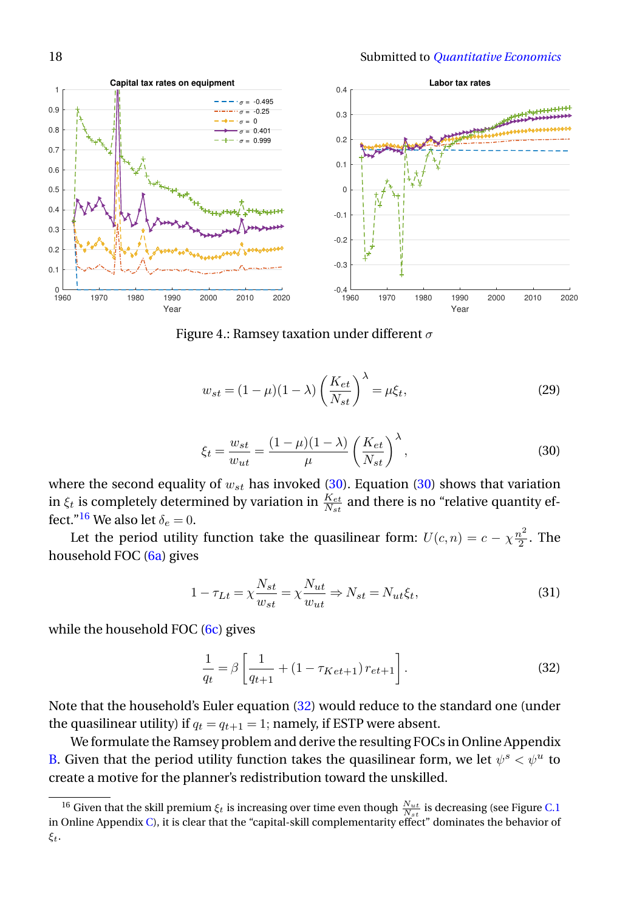Figure 4.: Ramsey taxation under different $\sigma$

$$w_{st} = (1-\mu)(1-\lambda)\left(\frac{K_{et}}{N_{st}}\right)^{\lambda} = \mu\xi_t, \tag{29}$$

$$\xi_t = \frac{w_{st}}{w_{ut}} = \frac{(1-\mu)(1-\lambda)}{\mu}\left(\frac{K_{et}}{N_{st}}\right)^{\lambda}, \tag{30}$$

where the second equality of $w_{st}$ has invoked (30). Equation (30) shows that variation in $\xi_t$ is completely determined by variation in $\frac{K_{et}}{N_{st}}$ and there is no "relative quantity effect."[16] We also let $\delta_e = 0$.

Let the period utility function take the quasilinear form: $U(c,n) = c - \chi\frac{n^2}{2}$. The household FOC (6a) gives

$$1 - \tau_{Lt} = \chi\frac{N_{st}}{w_{st}} = \chi\frac{N_{ut}}{w_{ut}} \Rightarrow N_{st} = N_{ut}\xi_t, \tag{31}$$

while the household FOC (6c) gives

$$\frac{1}{q_t} = \beta\left[\frac{1}{q_{t+1}} + (1-\tau_{Ket+1})\, r_{et+1}\right]. \tag{32}$$

Note that the household's Euler equation (32) would reduce to the standard one (under the quasilinear utility) if $q_t = q_{t+1} = 1$; namely, if ESTP were absent.

We formulate the Ramsey problem and derive the resulting FOCs in Online Appendix B. Given that the period utility function takes the quasilinear form, we let $\psi^s < \psi^u$ to create a motive for the planner's redistribution toward the unskilled.

[16] Given that the skill premium $\xi_t$ is increasing over time even though $\frac{N_{ut}}{N_{st}}$ is decreasing (see Figure C.1 in Online Appendix C), it is clear that the "capital-skill complementarity effect" dominates the behavior of $\xi_t$.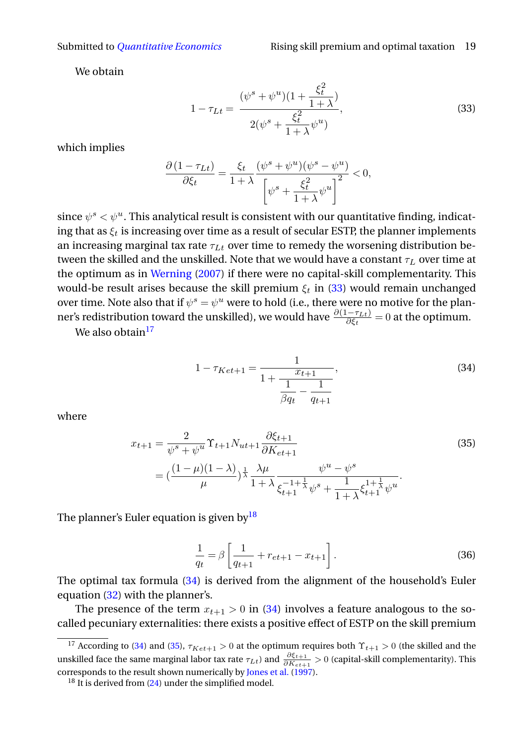We obtain

$$1 - \tau_{Lt} = \frac{(\psi^s + \psi^u)(1 + \frac{\xi_t^2}{1+\lambda})}{2(\psi^s + \frac{\xi_t^2}{1+\lambda}\psi^u)}, \tag{33}$$

which implies

$$\frac{\partial (1-\tau_{Lt})}{\partial \xi_t} = \frac{\xi_t}{1+\lambda} \frac{(\psi^s + \psi^u)(\psi^s - \psi^u)}{\left[\psi^s + \frac{\xi_t^2}{1+\lambda}\psi^u\right]^2} < 0,$$

since $\psi^s < \psi^u$. This analytical result is consistent with our quantitative finding, indicating that as $\xi_t$ is increasing over time as a result of secular ESTP, the planner implements an increasing marginal tax rate $\tau_{Lt}$ over time to remedy the worsening distribution between the skilled and the unskilled. Note that we would have a constant $\tau_L$ over time at the optimum as in Werning (2007) if there were no capital-skill complementarity. This would-be result arises because the skill premium $\xi_t$ in (33) would remain unchanged over time. Note also that if $\psi^s = \psi^u$ were to hold (i.e., there were no motive for the planner's redistribution toward the unskilled), we would have $\frac{\partial(1-\tau_{Lt})}{\partial \xi_t} = 0$ at the optimum.

We also obtain[17]

$$1 - \tau_{Ket+1} = \frac{1}{1 + \frac{x_{t+1}}{\frac{1}{\beta q_t} - \frac{1}{q_{t+1}}}}, \tag{34}$$

where

$$\begin{aligned} x_{t+1} &= \frac{2}{\psi^s + \psi^u} \Upsilon_{t+1} N_{ut+1} \frac{\partial \xi_{t+1}}{\partial K_{et+1}} \\ &= \left(\frac{(1-\mu)(1-\lambda)}{\mu}\right)^{\frac{1}{\lambda}} \frac{\lambda \mu}{1+\lambda} \frac{\psi^u - \psi^s}{\xi_{t+1}^{-1+\frac{1}{\lambda}} \psi^s + \frac{1}{1+\lambda} \xi_{t+1}^{1+\frac{1}{\lambda}} \psi^u}. \end{aligned} \tag{35}$$

The planner's Euler equation is given by[18]

$$\frac{1}{q_t} = \beta \left[\frac{1}{q_{t+1}} + r_{et+1} - x_{t+1}\right]. \tag{36}$$

The optimal tax formula (34) is derived from the alignment of the household's Euler equation (32) with the planner's.

The presence of the term $x_{t+1} > 0$ in (34) involves a feature analogous to the so-called pecuniary externalities: there exists a positive effect of ESTP on the skill premium

---

[17] According to (34) and (35), $\tau_{Ket+1} > 0$ at the optimum requires both $\Upsilon_{t+1} > 0$ (the skilled and the unskilled face the same marginal labor tax rate $\tau_{Lt}$) and $\frac{\partial \xi_{t+1}}{\partial K_{et+1}} > 0$ (capital-skill complementarity). This corresponds to the result shown numerically by Jones et al. (1997).

[18] It is derived from (24) under the simplified model.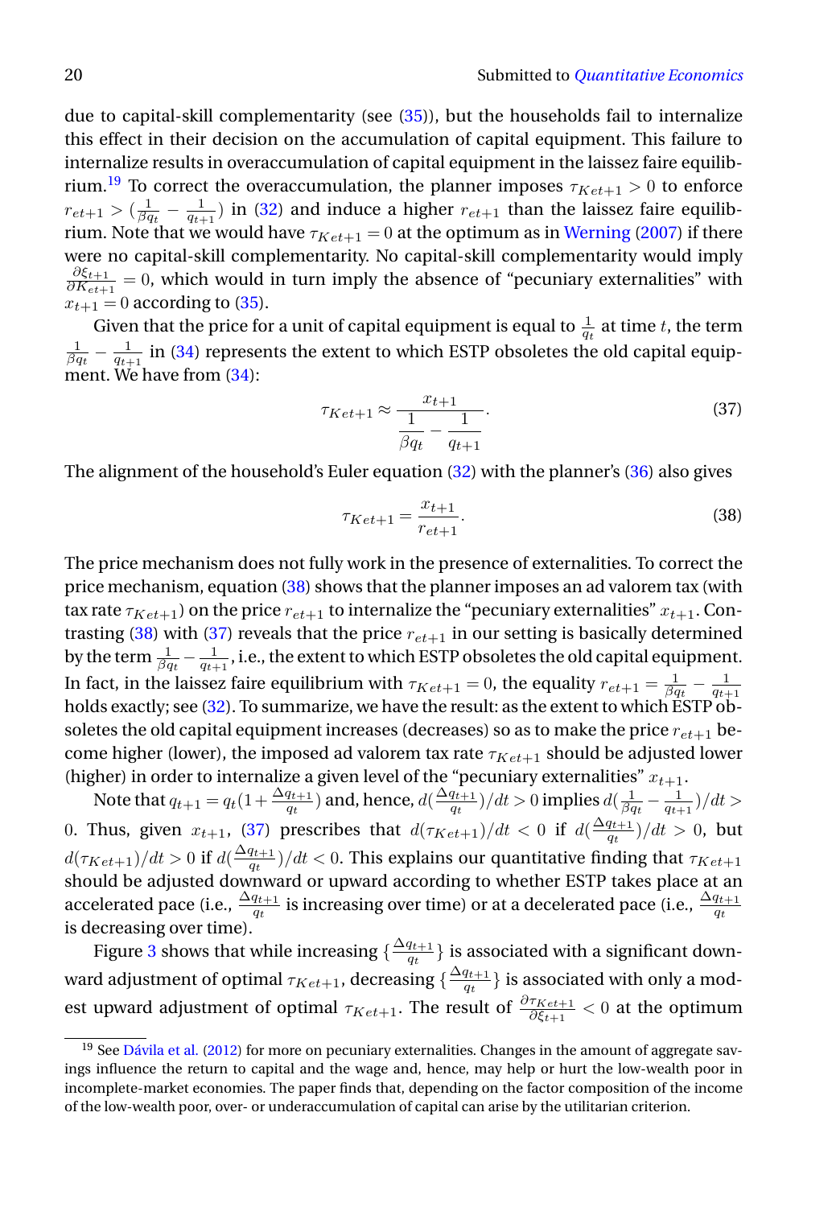due to capital-skill complementarity (see (35)), but the households fail to internalize this effect in their decision on the accumulation of capital equipment. This failure to internalize results in overaccumulation of capital equipment in the laissez faire equilibrium.[19] To correct the overaccumulation, the planner imposes $\tau_{Ket+1} > 0$ to enforce $r_{et+1} > (\frac{1}{\beta q_t} - \frac{1}{q_{t+1}})$ in (32) and induce a higher $r_{et+1}$ than the laissez faire equilibrium. Note that we would have $\tau_{Ket+1} = 0$ at the optimum as in Werning (2007) if there were no capital-skill complementarity. No capital-skill complementarity would imply $\frac{\partial \xi_{t+1}}{\partial K_{et+1}} = 0$, which would in turn imply the absence of "pecuniary externalities" with $x_{t+1} = 0$ according to (35).

Given that the price for a unit of capital equipment is equal to $\frac{1}{q_t}$ at time $t$, the term $\frac{1}{\beta q_t} - \frac{1}{q_{t+1}}$ in (34) represents the extent to which ESTP obsoletes the old capital equipment. We have from (34):

$$\tau_{Ket+1} \approx \frac{x_{t+1}}{\dfrac{1}{\beta q_t} - \dfrac{1}{q_{t+1}}}. \tag{37}$$

The alignment of the household's Euler equation (32) with the planner's (36) also gives

$$\tau_{Ket+1} = \frac{x_{t+1}}{r_{et+1}}. \tag{38}$$

The price mechanism does not fully work in the presence of externalities. To correct the price mechanism, equation (38) shows that the planner imposes an ad valorem tax (with tax rate $\tau_{Ket+1}$) on the price $r_{et+1}$ to internalize the "pecuniary externalities" $x_{t+1}$. Contrasting (38) with (37) reveals that the price $r_{et+1}$ in our setting is basically determined by the term $\frac{1}{\beta q_t} - \frac{1}{q_{t+1}}$, i.e., the extent to which ESTP obsoletes the old capital equipment. In fact, in the laissez faire equilibrium with $\tau_{Ket+1} = 0$, the equality $r_{et+1} = \frac{1}{\beta q_t} - \frac{1}{q_{t+1}}$ holds exactly; see (32). To summarize, we have the result: as the extent to which ESTP obsoletes the old capital equipment increases (decreases) so as to make the price $r_{et+1}$ become higher (lower), the imposed ad valorem tax rate $\tau_{Ket+1}$ should be adjusted lower (higher) in order to internalize a given level of the "pecuniary externalities" $x_{t+1}$.

Note that $q_{t+1} = q_t(1 + \frac{\Delta q_{t+1}}{q_t})$ and, hence, $d(\frac{\Delta q_{t+1}}{q_t})/dt > 0$ implies $d(\frac{1}{\beta q_t} - \frac{1}{q_{t+1}})/dt > 0$. Thus, given $x_{t+1}$, (37) prescribes that $d(\tau_{Ket+1})/dt < 0$ if $d(\frac{\Delta q_{t+1}}{q_t})/dt > 0$, but $d(\tau_{Ket+1})/dt > 0$ if $d(\frac{\Delta q_{t+1}}{q_t})/dt < 0$. This explains our quantitative finding that $\tau_{Ket+1}$ should be adjusted downward or upward according to whether ESTP takes place at an accelerated pace (i.e., $\frac{\Delta q_{t+1}}{q_t}$ is increasing over time) or at a decelerated pace (i.e., $\frac{\Delta q_{t+1}}{q_t}$ is decreasing over time).

Figure 3 shows that while increasing $\{\frac{\Delta q_{t+1}}{q_t}\}$ is associated with a significant downward adjustment of optimal $\tau_{Ket+1}$, decreasing $\{\frac{\Delta q_{t+1}}{q_t}\}$ is associated with only a modest upward adjustment of optimal $\tau_{Ket+1}$. The result of $\frac{\partial \tau_{Ket+1}}{\partial \xi_{t+1}} < 0$ at the optimum

[19] See Dávila et al. (2012) for more on pecuniary externalities. Changes in the amount of aggregate savings influence the return to capital and the wage and, hence, may help or hurt the low-wealth poor in incomplete-market economies. The paper finds that, depending on the factor composition of the income of the low-wealth poor, over- or underaccumulation of capital can arise by the utilitarian criterion.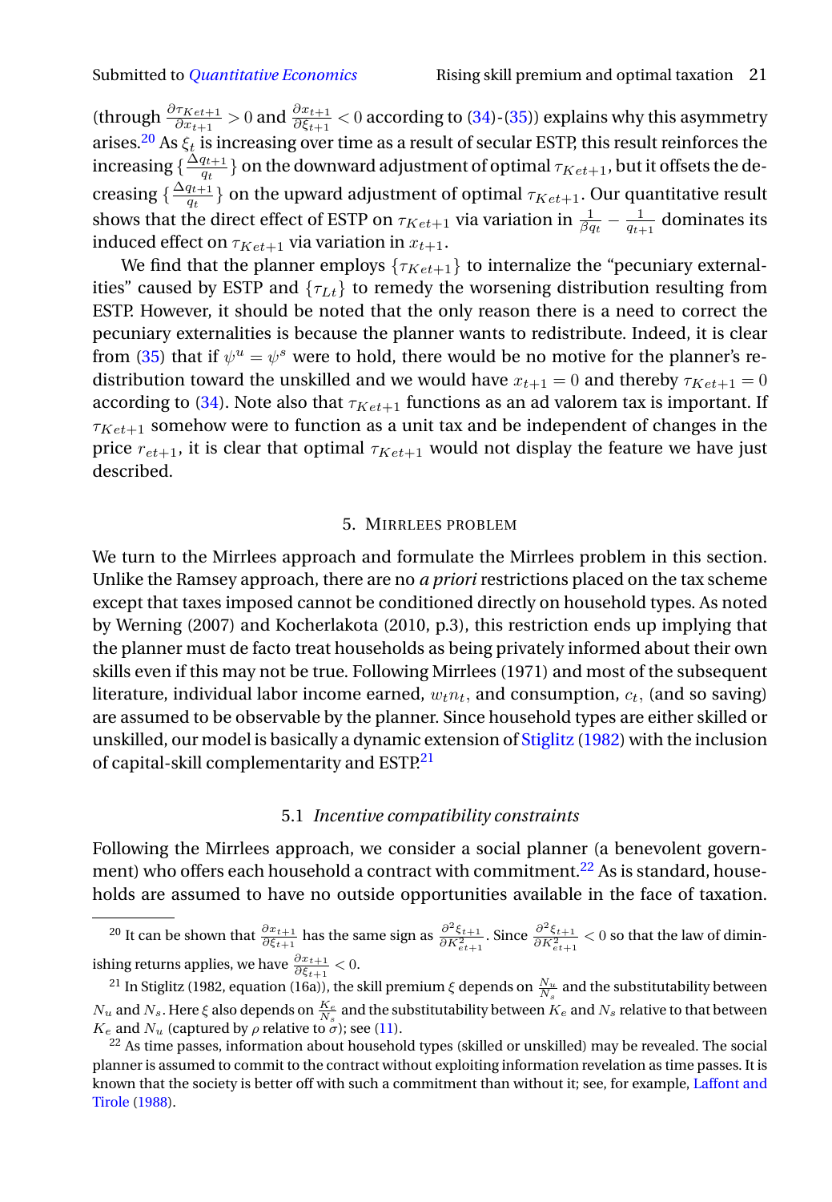(through $\frac{\partial \tau_{Ket+1}}{\partial x_{t+1}} > 0$ and $\frac{\partial x_{t+1}}{\partial \xi_{t+1}} < 0$ according to (34)-(35)) explains why this asymmetry arises.[20] As $\xi_t$ is increasing over time as a result of secular ESTP, this result reinforces the increasing $\{\frac{\Delta q_{t+1}}{q_t}\}$ on the downward adjustment of optimal $\tau_{Ket+1}$, but it offsets the decreasing $\{\frac{\Delta q_{t+1}}{q_t}\}$ on the upward adjustment of optimal $\tau_{Ket+1}$. Our quantitative result shows that the direct effect of ESTP on $\tau_{Ket+1}$ via variation in $\frac{1}{\beta q_t} - \frac{1}{q_{t+1}}$ dominates its induced effect on $\tau_{Ket+1}$ via variation in $x_{t+1}$.

We find that the planner employs $\{\tau_{Ket+1}\}$ to internalize the "pecuniary externalities" caused by ESTP and $\{\tau_{Lt}\}$ to remedy the worsening distribution resulting from ESTP. However, it should be noted that the only reason there is a need to correct the pecuniary externalities is because the planner wants to redistribute. Indeed, it is clear from (35) that if $\psi^u = \psi^s$ were to hold, there would be no motive for the planner's redistribution toward the unskilled and we would have $x_{t+1} = 0$ and thereby $\tau_{Ket+1} = 0$ according to (34). Note also that $\tau_{Ket+1}$ functions as an ad valorem tax is important. If $\tau_{Ket+1}$ somehow were to function as a unit tax and be independent of changes in the price $r_{et+1}$, it is clear that optimal $\tau_{Ket+1}$ would not display the feature we have just described.

## 5. Mirrlees problem

We turn to the Mirrlees approach and formulate the Mirrlees problem in this section. Unlike the Ramsey approach, there are no *a priori* restrictions placed on the tax scheme except that taxes imposed cannot be conditioned directly on household types. As noted by Werning (2007) and Kocherlakota (2010, p.3), this restriction ends up implying that the planner must de facto treat households as being privately informed about their own skills even if this may not be true. Following Mirrlees (1971) and most of the subsequent literature, individual labor income earned, $w_t n_t$, and consumption, $c_t$, (and so saving) are assumed to be observable by the planner. Since household types are either skilled or unskilled, our model is basically a dynamic extension of Stiglitz (1982) with the inclusion of capital-skill complementarity and ESTP.[21]

### 5.1 *Incentive compatibility constraints*

Following the Mirrlees approach, we consider a social planner (a benevolent government) who offers each household a contract with commitment.[22] As is standard, households are assumed to have no outside opportunities available in the face of taxation.

---

[20] It can be shown that $\frac{\partial x_{t+1}}{\partial \xi_{t+1}}$ has the same sign as $\frac{\partial^2 \xi_{t+1}}{\partial K_{et+1}^2}$. Since $\frac{\partial^2 \xi_{t+1}}{\partial K_{et+1}^2} < 0$ so that the law of diminishing returns applies, we have $\frac{\partial x_{t+1}}{\partial \xi_{t+1}} < 0$.

[21] In Stiglitz (1982, equation (16a)), the skill premium $\xi$ depends on $\frac{N_u}{N_s}$ and the substitutability between $N_u$ and $N_s$. Here $\xi$ also depends on $\frac{K_e}{N_s}$ and the substitutability between $K_e$ and $N_s$ relative to that between $K_e$ and $N_u$ (captured by $\rho$ relative to $\sigma$); see (11).

[22] As time passes, information about household types (skilled or unskilled) may be revealed. The social planner is assumed to commit to the contract without exploiting information revelation as time passes. It is known that the society is better off with such a commitment than without it; see, for example, Laffont and Tirole (1988).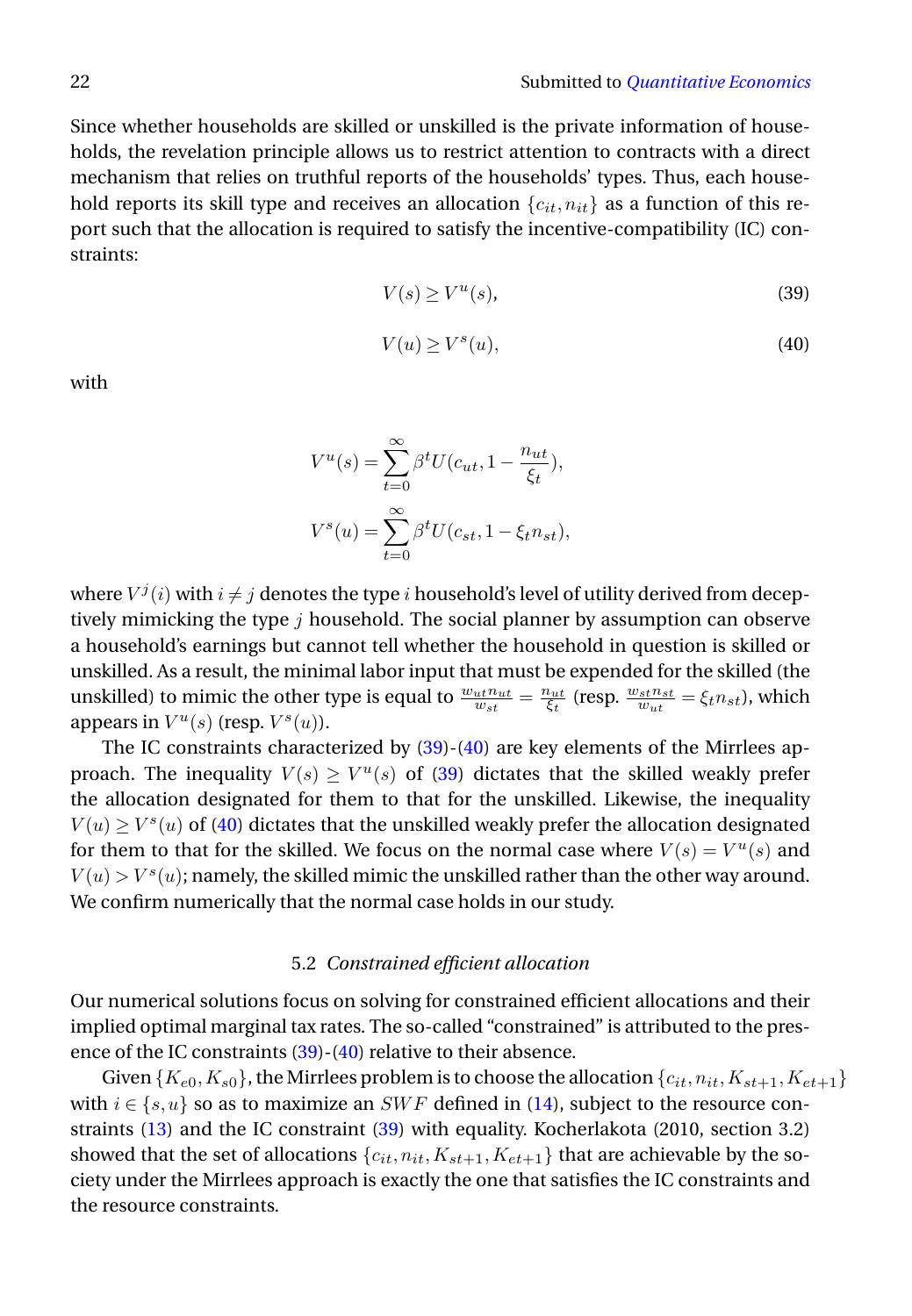Since whether households are skilled or unskilled is the private information of households, the revelation principle allows us to restrict attention to contracts with a direct mechanism that relies on truthful reports of the households' types. Thus, each household reports its skill type and receives an allocation $\{c_{it}, n_{it}\}$ as a function of this report such that the allocation is required to satisfy the incentive-compatibility (IC) constraints:

$$V(s) \geq V^u(s), \tag{39}$$

$$V(u) \geq V^s(u), \tag{40}$$

with

$$V^u(s) = \sum_{t=0}^{\infty} \beta^t U(c_{ut}, 1 - \frac{n_{ut}}{\xi_t}),$$

$$V^s(u) = \sum_{t=0}^{\infty} \beta^t U(c_{st}, 1 - \xi_t n_{st}),$$

where $V^j(i)$ with $i \neq j$ denotes the type $i$ household's level of utility derived from deceptively mimicking the type $j$ household. The social planner by assumption can observe a household's earnings but cannot tell whether the household in question is skilled or unskilled. As a result, the minimal labor input that must be expended for the skilled (the unskilled) to mimic the other type is equal to $\frac{w_{ut}n_{ut}}{w_{st}} = \frac{n_{ut}}{\xi_t}$ (resp. $\frac{w_{st}n_{st}}{w_{ut}} = \xi_t n_{st}$), which appears in $V^u(s)$ (resp. $V^s(u)$).

The IC constraints characterized by (39)-(40) are key elements of the Mirrlees approach. The inequality $V(s) \geq V^u(s)$ of (39) dictates that the skilled weakly prefer the allocation designated for them to that for the unskilled. Likewise, the inequality $V(u) \geq V^s(u)$ of (40) dictates that the unskilled weakly prefer the allocation designated for them to that for the skilled. We focus on the normal case where $V(s) = V^u(s)$ and $V(u) > V^s(u)$; namely, the skilled mimic the unskilled rather than the other way around. We confirm numerically that the normal case holds in our study.

### 5.2 *Constrained efficient allocation*

Our numerical solutions focus on solving for constrained efficient allocations and their implied optimal marginal tax rates. The so-called "constrained" is attributed to the presence of the IC constraints (39)-(40) relative to their absence.

Given $\{K_{e0}, K_{s0}\}$, the Mirrlees problem is to choose the allocation $\{c_{it}, n_{it}, K_{st+1}, K_{et+1}\}$ with $i \in \{s, u\}$ so as to maximize an $SWF$ defined in (14), subject to the resource constraints (13) and the IC constraint (39) with equality. Kocherlakota (2010, section 3.2) showed that the set of allocations $\{c_{it}, n_{it}, K_{st+1}, K_{et+1}\}$ that are achievable by the society under the Mirrlees approach is exactly the one that satisfies the IC constraints and the resource constraints.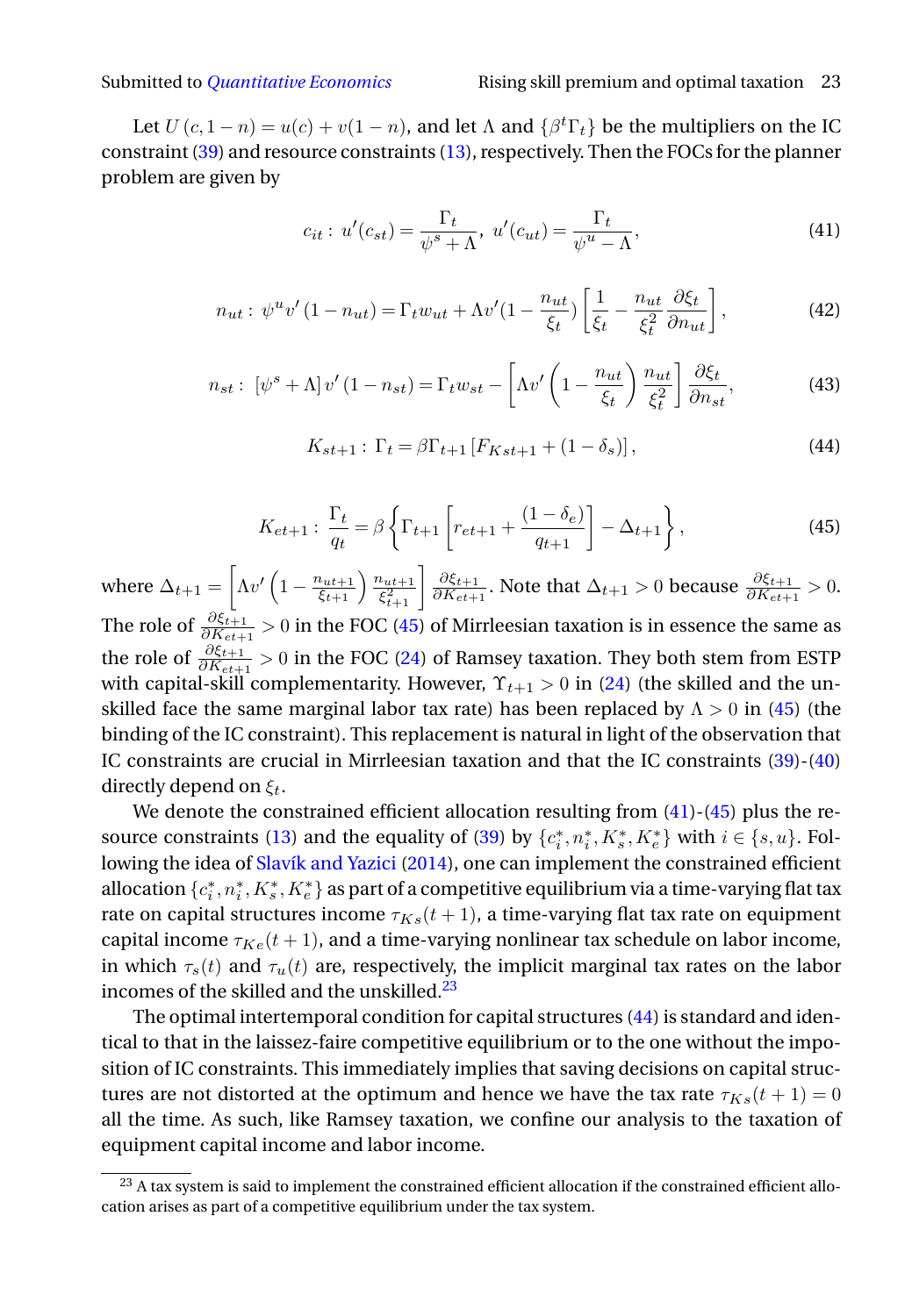Let $U(c, 1-n) = u(c) + v(1-n)$, and let $\Lambda$ and $\{\beta^t \Gamma_t\}$ be the multipliers on the IC constraint (39) and resource constraints (13), respectively. Then the FOCs for the planner problem are given by

$$c_{it}: \; u'(c_{st}) = \frac{\Gamma_t}{\psi^s + \Lambda}, \; u'(c_{ut}) = \frac{\Gamma_t}{\psi^u - \Lambda}, \tag{41}$$

$$n_{ut}: \; \psi^u v'(1-n_{ut}) = \Gamma_t w_{ut} + \Lambda v'(1 - \frac{n_{ut}}{\xi_t}) \left[\frac{1}{\xi_t} - \frac{n_{ut}}{\xi_t^2}\frac{\partial \xi_t}{\partial n_{ut}}\right], \tag{42}$$

$$n_{st}: \; [\psi^s + \Lambda] v'(1-n_{st}) = \Gamma_t w_{st} - \left[\Lambda v'\left(1 - \frac{n_{ut}}{\xi_t}\right)\frac{n_{ut}}{\xi_t^2}\right]\frac{\partial \xi_t}{\partial n_{st}}, \tag{43}$$

$$K_{st+1}: \; \Gamma_t = \beta \Gamma_{t+1}\left[F_{Kst+1} + (1-\delta_s)\right], \tag{44}$$

$$K_{et+1}: \; \frac{\Gamma_t}{q_t} = \beta\left\{\Gamma_{t+1}\left[r_{et+1} + \frac{(1-\delta_e)}{q_{t+1}}\right] - \Delta_{t+1}\right\}, \tag{45}$$

where $\Delta_{t+1} = \left[\Lambda v'\left(1 - \frac{n_{ut+1}}{\xi_{t+1}}\right)\frac{n_{ut+1}}{\xi_{t+1}^2}\right]\frac{\partial \xi_{t+1}}{\partial K_{et+1}}$. Note that $\Delta_{t+1} > 0$ because $\frac{\partial \xi_{t+1}}{\partial K_{et+1}} > 0$. The role of $\frac{\partial \xi_{t+1}}{\partial K_{et+1}} > 0$ in the FOC (45) of Mirrleesian taxation is in essence the same as the role of $\frac{\partial \xi_{t+1}}{\partial K_{et+1}} > 0$ in the FOC (24) of Ramsey taxation. They both stem from ESTP with capital-skill complementarity. However, $\Upsilon_{t+1} > 0$ in (24) (the skilled and the unskilled face the same marginal labor tax rate) has been replaced by $\Lambda > 0$ in (45) (the binding of the IC constraint). This replacement is natural in light of the observation that IC constraints are crucial in Mirrleesian taxation and that the IC constraints (39)-(40) directly depend on $\xi_t$.

We denote the constrained efficient allocation resulting from (41)-(45) plus the resource constraints (13) and the equality of (39) by $\{c_i^*, n_i^*, K_s^*, K_e^*\}$ with $i \in \{s, u\}$. Following the idea of Slavík and Yazici (2014), one can implement the constrained efficient allocation $\{c_i^*, n_i^*, K_s^*, K_e^*\}$ as part of a competitive equilibrium via a time-varying flat tax rate on capital structures income $\tau_{Ks}(t+1)$, a time-varying flat tax rate on equipment capital income $\tau_{Ke}(t+1)$, and a time-varying nonlinear tax schedule on labor income, in which $\tau_s(t)$ and $\tau_u(t)$ are, respectively, the implicit marginal tax rates on the labor incomes of the skilled and the unskilled.[23]

The optimal intertemporal condition for capital structures (44) is standard and identical to that in the laissez-faire competitive equilibrium or to the one without the imposition of IC constraints. This immediately implies that saving decisions on capital structures are not distorted at the optimum and hence we have the tax rate $\tau_{Ks}(t+1) = 0$ all the time. As such, like Ramsey taxation, we confine our analysis to the taxation of equipment capital income and labor income.

[23] A tax system is said to implement the constrained efficient allocation if the constrained efficient allocation arises as part of a competitive equilibrium under the tax system.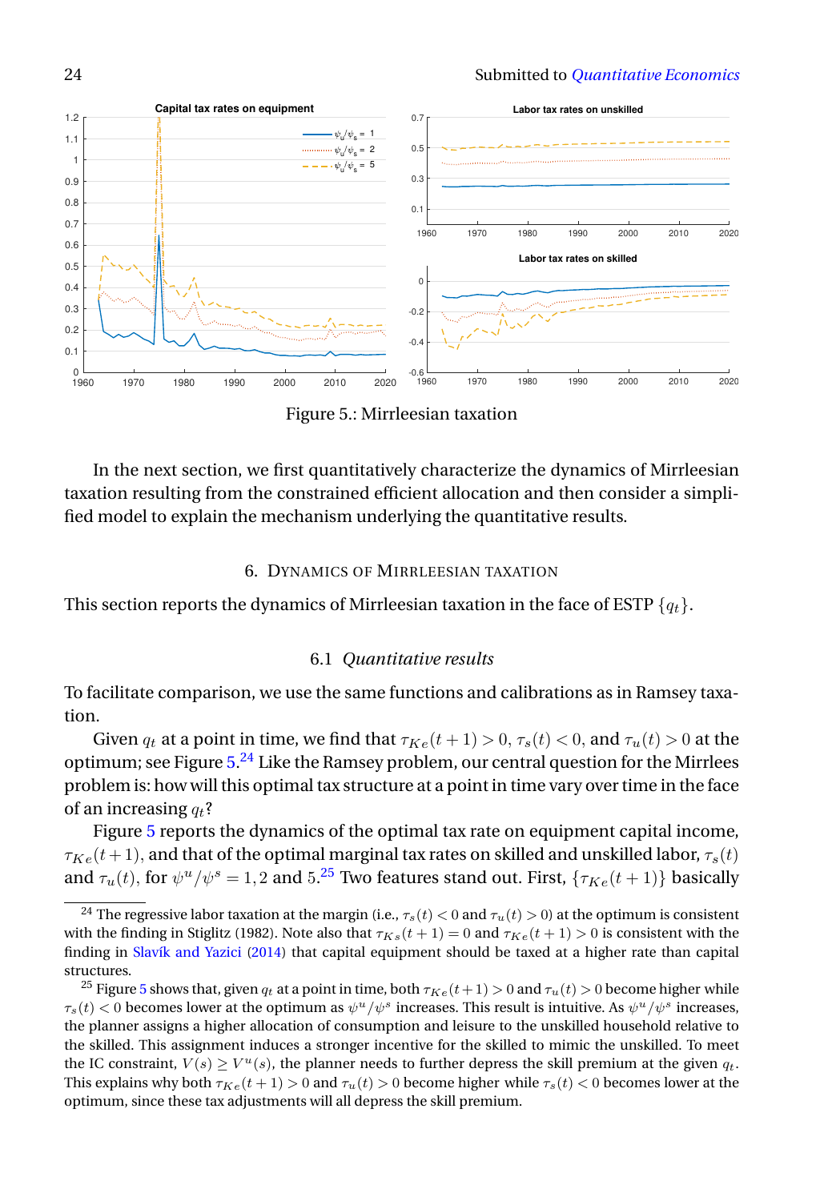Figure 5.: Mirrleesian taxation

In the next section, we first quantitatively characterize the dynamics of Mirrleesian taxation resulting from the constrained efficient allocation and then consider a simplified model to explain the mechanism underlying the quantitative results.

## 6. Dynamics of Mirrleesian taxation

This section reports the dynamics of Mirrleesian taxation in the face of ESTP $\{q_t\}$.

### 6.1 *Quantitative results*

To facilitate comparison, we use the same functions and calibrations as in Ramsey taxation.

Given $q_t$ at a point in time, we find that $\tau_{Ke}(t+1) > 0$, $\tau_s(t) < 0$, and $\tau_u(t) > 0$ at the optimum; see Figure 5.[24] Like the Ramsey problem, our central question for the Mirrlees problem is: how will this optimal tax structure at a point in time vary over time in the face of an increasing $q_t$?

Figure 5 reports the dynamics of the optimal tax rate on equipment capital income, $\tau_{Ke}(t+1)$, and that of the optimal marginal tax rates on skilled and unskilled labor, $\tau_s(t)$ and $\tau_u(t)$, for $\psi^u/\psi^s = 1, 2$ and $5$.[25] Two features stand out. First, $\{\tau_{Ke}(t+1)\}$ basically

[24] The regressive labor taxation at the margin (i.e., $\tau_s(t) < 0$ and $\tau_u(t) > 0$) at the optimum is consistent with the finding in Stiglitz (1982). Note also that $\tau_{Ks}(t+1) = 0$ and $\tau_{Ke}(t+1) > 0$ is consistent with the finding in Slavík and Yazici (2014) that capital equipment should be taxed at a higher rate than capital structures.

[25] Figure 5 shows that, given $q_t$ at a point in time, both $\tau_{Ke}(t+1) > 0$ and $\tau_u(t) > 0$ become higher while $\tau_s(t) < 0$ becomes lower at the optimum as $\psi^u/\psi^s$ increases. This result is intuitive. As $\psi^u/\psi^s$ increases, the planner assigns a higher allocation of consumption and leisure to the unskilled household relative to the skilled. This assignment induces a stronger incentive for the skilled to mimic the unskilled. To meet the IC constraint, $V(s) \geq V^u(s)$, the planner needs to further depress the skill premium at the given $q_t$. This explains why both $\tau_{Ke}(t+1) > 0$ and $\tau_u(t) > 0$ become higher while $\tau_s(t) < 0$ becomes lower at the optimum, since these tax adjustments will all depress the skill premium.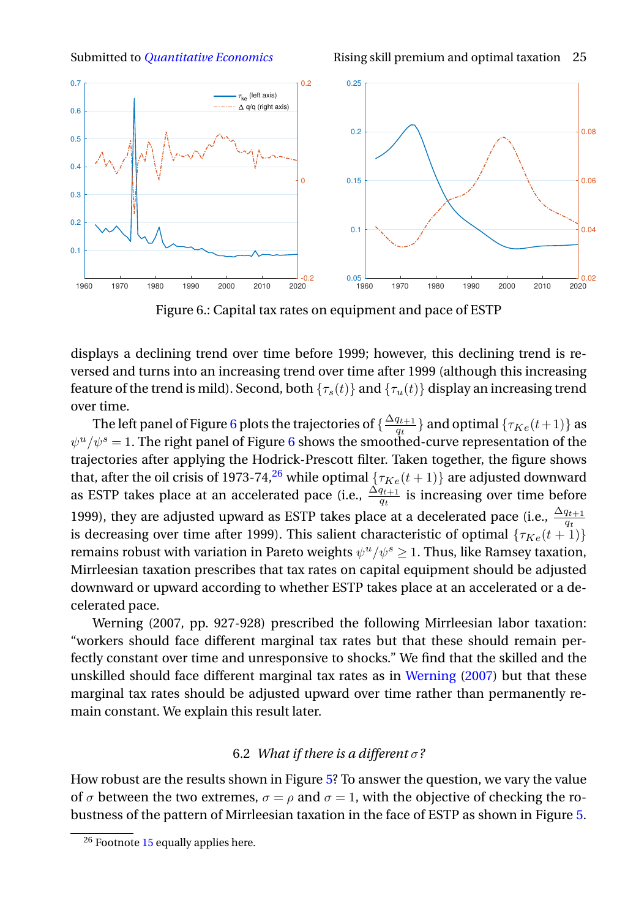Figure 6.: Capital tax rates on equipment and pace of ESTP

displays a declining trend over time before 1999; however, this declining trend is reversed and turns into an increasing trend over time after 1999 (although this increasing feature of the trend is mild). Second, both $\{\tau_s(t)\}$ and $\{\tau_u(t)\}$ display an increasing trend over time.

The left panel of Figure 6 plots the trajectories of $\{\frac{\Delta q_{t+1}}{q_t}\}$ and optimal $\{\tau_{Ke}(t+1)\}$ as $\psi^u/\psi^s = 1$. The right panel of Figure 6 shows the smoothed-curve representation of the trajectories after applying the Hodrick-Prescott filter. Taken together, the figure shows that, after the oil crisis of 1973-74,[26] while optimal $\{\tau_{Ke}(t+1)\}$ are adjusted downward as ESTP takes place at an accelerated pace (i.e., $\frac{\Delta q_{t+1}}{q_t}$ is increasing over time before 1999), they are adjusted upward as ESTP takes place at a decelerated pace (i.e., $\frac{\Delta q_{t+1}}{q_t}$ is decreasing over time after 1999). This salient characteristic of optimal $\{\tau_{Ke}(t+1)\}$ remains robust with variation in Pareto weights $\psi^u/\psi^s \geq 1$. Thus, like Ramsey taxation, Mirrleesian taxation prescribes that tax rates on capital equipment should be adjusted downward or upward according to whether ESTP takes place at an accelerated or a decelerated pace.

Werning (2007, pp. 927-928) prescribed the following Mirrleesian labor taxation: "workers should face different marginal tax rates but that these should remain perfectly constant over time and unresponsive to shocks." We find that the skilled and the unskilled should face different marginal tax rates as in Werning (2007) but that these marginal tax rates should be adjusted upward over time rather than permanently remain constant. We explain this result later.

### 6.2 *What if there is a different $\sigma$?*

How robust are the results shown in Figure 5? To answer the question, we vary the value of $\sigma$ between the two extremes, $\sigma = \rho$ and $\sigma = 1$, with the objective of checking the robustness of the pattern of Mirrleesian taxation in the face of ESTP as shown in Figure 5.

[26] Footnote 15 equally applies here.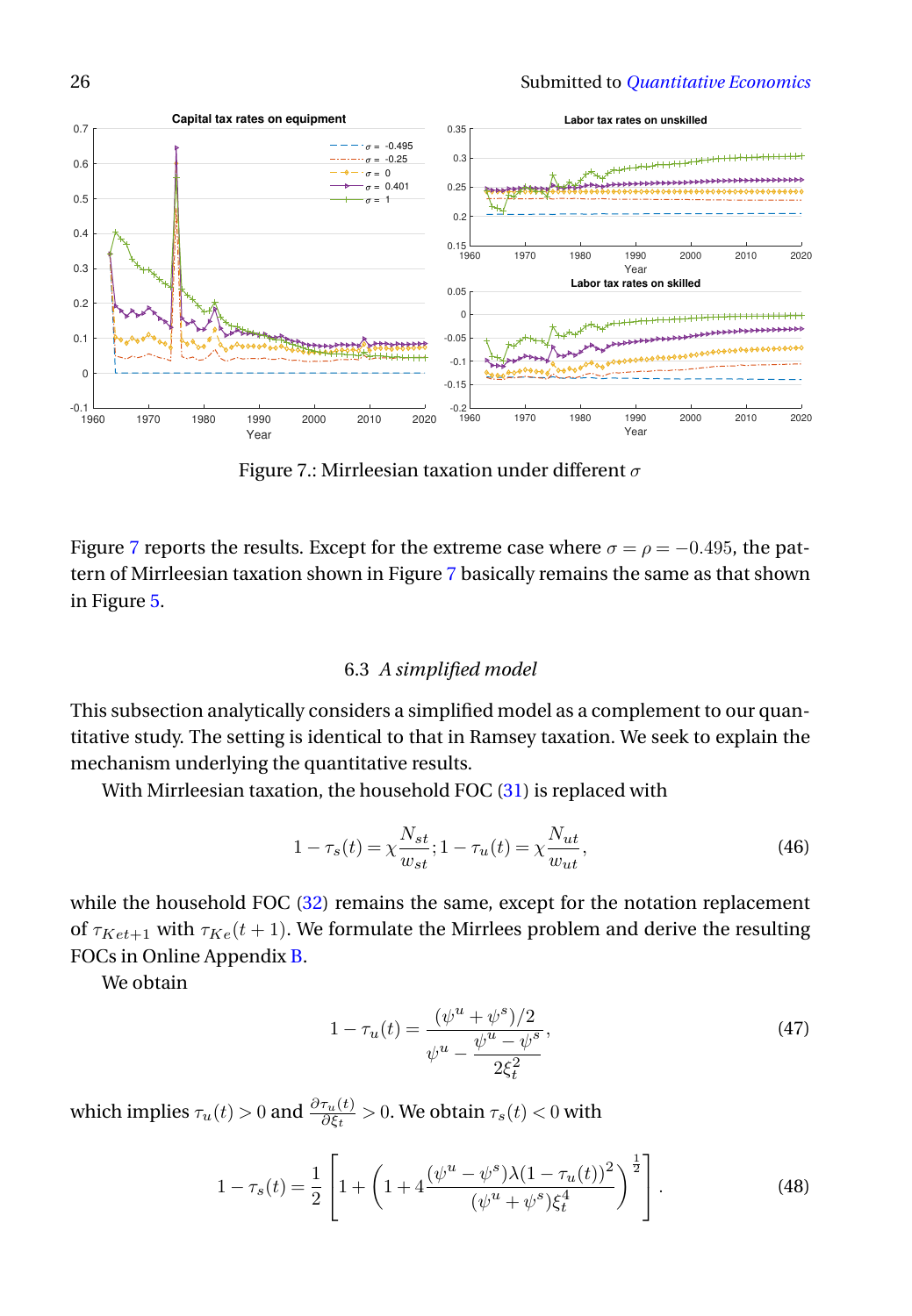Figure 7.: Mirrleesian taxation under different $\sigma$

Figure 7 reports the results. Except for the extreme case where $\sigma = \rho = -0.495$, the pattern of Mirrleesian taxation shown in Figure 7 basically remains the same as that shown in Figure 5.

### 6.3 *A simplified model*

This subsection analytically considers a simplified model as a complement to our quantitative study. The setting is identical to that in Ramsey taxation. We seek to explain the mechanism underlying the quantitative results.

With Mirrleesian taxation, the household FOC (31) is replaced with

$$1 - \tau_s(t) = \chi \frac{N_{st}}{w_{st}}; 1 - \tau_u(t) = \chi \frac{N_{ut}}{w_{ut}}, \tag{46}$$

while the household FOC (32) remains the same, except for the notation replacement of $\tau_{Ket+1}$ with $\tau_{Ke}(t+1)$. We formulate the Mirrlees problem and derive the resulting FOCs in Online Appendix B.

We obtain

$$1 - \tau_u(t) = \frac{(\psi^u + \psi^s)/2}{\psi^u - \dfrac{\psi^u - \psi^s}{2\xi_t^2}}, \tag{47}$$

which implies $\tau_u(t) > 0$ and $\frac{\partial \tau_u(t)}{\partial \xi_t} > 0$. We obtain $\tau_s(t) < 0$ with

$$1 - \tau_s(t) = \frac{1}{2}\left[1 + \left(1 + 4\frac{(\psi^u - \psi^s)\lambda(1 - \tau_u(t))^2}{(\psi^u + \psi^s)\xi_t^4}\right)^{\frac{1}{2}}\right]. \tag{48}$$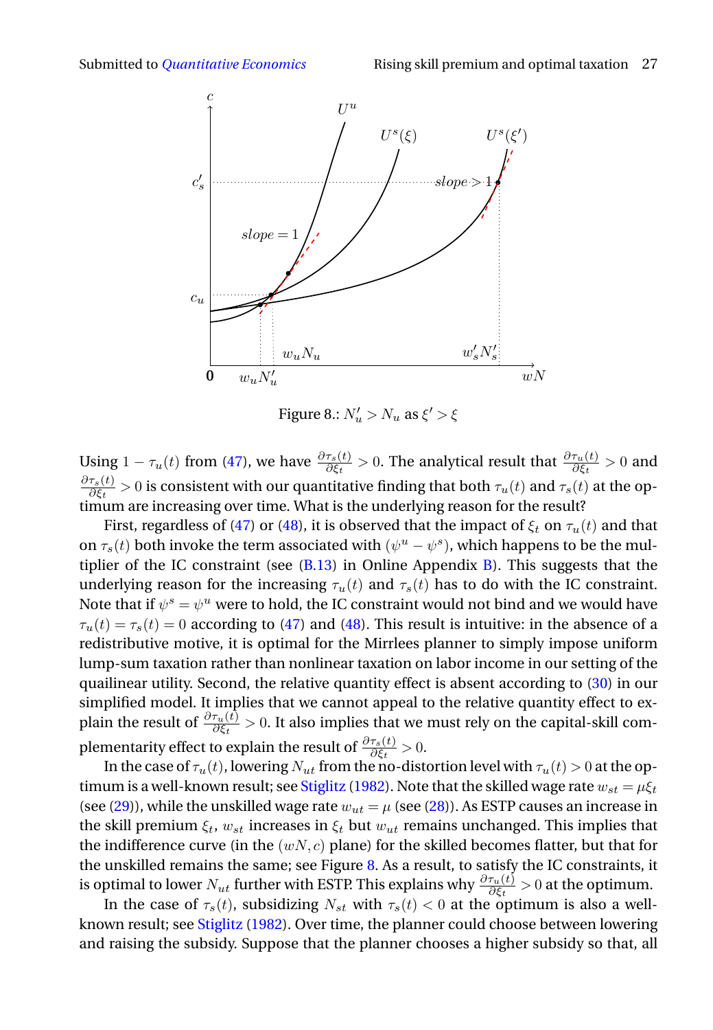Figure 8.: $N_u' > N_u$ as $\xi' > \xi$

Using $1 - \tau_u(t)$ from (47), we have $\frac{\partial \tau_s(t)}{\partial \xi_t} > 0$. The analytical result that $\frac{\partial \tau_u(t)}{\partial \xi_t} > 0$ and $\frac{\partial \tau_s(t)}{\partial \xi_t} > 0$ is consistent with our quantitative finding that both $\tau_u(t)$ and $\tau_s(t)$ at the optimum are increasing over time. What is the underlying reason for the result?

First, regardless of (47) or (48), it is observed that the impact of $\xi_t$ on $\tau_u(t)$ and that on $\tau_s(t)$ both invoke the term associated with $(\psi^u - \psi^s)$, which happens to be the multiplier of the IC constraint (see (B.13) in Online Appendix B). This suggests that the underlying reason for the increasing $\tau_u(t)$ and $\tau_s(t)$ has to do with the IC constraint. Note that if $\psi^s = \psi^u$ were to hold, the IC constraint would not bind and we would have $\tau_u(t) = \tau_s(t) = 0$ according to (47) and (48). This result is intuitive: in the absence of a redistributive motive, it is optimal for the Mirrlees planner to simply impose uniform lump-sum taxation rather than nonlinear taxation on labor income in our setting of the quailinear utility. Second, the relative quantity effect is absent according to (30) in our simplified model. It implies that we cannot appeal to the relative quantity effect to explain the result of $\frac{\partial \tau_u(t)}{\partial \xi_t} > 0$. It also implies that we must rely on the capital-skill complementarity effect to explain the result of $\frac{\partial \tau_s(t)}{\partial \xi_t} > 0$.

In the case of $\tau_u(t)$, lowering $N_{ut}$ from the no-distortion level with $\tau_u(t) > 0$ at the optimum is a well-known result; see Stiglitz (1982). Note that the skilled wage rate $w_{st} = \mu \xi_t$ (see (29)), while the unskilled wage rate $w_{ut} = \mu$ (see (28)). As ESTP causes an increase in the skill premium $\xi_t$, $w_{st}$ increases in $\xi_t$ but $w_{ut}$ remains unchanged. This implies that the indifference curve (in the $(wN, c)$ plane) for the skilled becomes flatter, but that for the unskilled remains the same; see Figure 8. As a result, to satisfy the IC constraints, it is optimal to lower $N_{ut}$ further with ESTP. This explains why $\frac{\partial \tau_u(t)}{\partial \xi_t} > 0$ at the optimum.

In the case of $\tau_s(t)$, subsidizing $N_{st}$ with $\tau_s(t) < 0$ at the optimum is also a well-known result; see Stiglitz (1982). Over time, the planner could choose between lowering and raising the subsidy. Suppose that the planner chooses a higher subsidy so that, all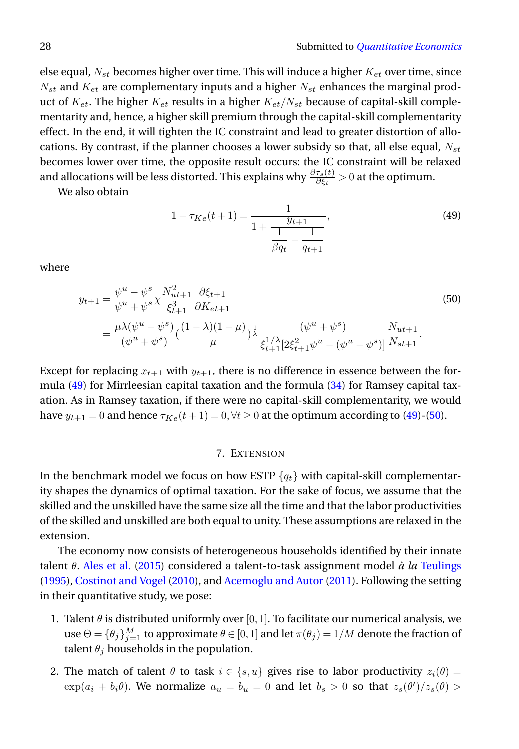else equal, $N_{st}$ becomes higher over time. This will induce a higher $K_{et}$ over time, since $N_{st}$ and $K_{et}$ are complementary inputs and a higher $N_{st}$ enhances the marginal product of $K_{et}$. The higher $K_{et}$ results in a higher $K_{et}/N_{st}$ because of capital-skill complementarity and, hence, a higher skill premium through the capital-skill complementarity effect. In the end, it will tighten the IC constraint and lead to greater distortion of allocations. By contrast, if the planner chooses a lower subsidy so that, all else equal, $N_{st}$ becomes lower over time, the opposite result occurs: the IC constraint will be relaxed and allocations will be less distorted. This explains why $\frac{\partial \tau_s(t)}{\partial \xi_t} > 0$ at the optimum.

We also obtain

$$1 - \tau_{Ke}(t+1) = \frac{1}{1 + \dfrac{y_{t+1}}{\dfrac{1}{\beta q_t} - \dfrac{1}{q_{t+1}}}}, \tag{49}$$

where

$$\begin{aligned} y_{t+1} &= \frac{\psi^u - \psi^s}{\psi^u + \psi^s} \chi \frac{N_{ut+1}^2}{\xi_{t+1}^3} \frac{\partial \xi_{t+1}}{\partial K_{et+1}} \\ &= \frac{\mu\lambda(\psi^u - \psi^s)}{(\psi^u + \psi^s)} \left(\frac{(1-\lambda)(1-\mu)}{\mu}\right)^{\frac{1}{\lambda}} \frac{(\psi^u + \psi^s)}{\xi_{t+1}^{1/\lambda}[2\xi_{t+1}^2 \psi^u - (\psi^u - \psi^s)]} \frac{N_{ut+1}}{N_{st+1}}. \end{aligned} \tag{50}$$

Except for replacing $x_{t+1}$ with $y_{t+1}$, there is no difference in essence between the formula (49) for Mirrleesian capital taxation and the formula (34) for Ramsey capital taxation. As in Ramsey taxation, if there were no capital-skill complementarity, we would have $y_{t+1} = 0$ and hence $\tau_{Ke}(t+1) = 0, \forall t \geq 0$ at the optimum according to (49)-(50).

## 7. Extension

In the benchmark model we focus on how ESTP $\{q_t\}$ with capital-skill complementarity shapes the dynamics of optimal taxation. For the sake of focus, we assume that the skilled and the unskilled have the same size all the time and that the labor productivities of the skilled and unskilled are both equal to unity. These assumptions are relaxed in the extension.

The economy now consists of heterogeneous households identified by their innate talent $\theta$. Ales et al. (2015) considered a talent-to-task assignment model *à la* Teulings (1995), Costinot and Vogel (2010), and Acemoglu and Autor (2011). Following the setting in their quantitative study, we pose:

1. Talent $\theta$ is distributed uniformly over $[0,1]$. To facilitate our numerical analysis, we use $\Theta = \{\theta_j\}_{j=1}^M$ to approximate $\theta \in [0,1]$ and let $\pi(\theta_j) = 1/M$ denote the fraction of talent $\theta_j$ households in the population.
2. The match of talent $\theta$ to task $i \in \{s, u\}$ gives rise to labor productivity $z_i(\theta) = \exp(a_i + b_i\theta)$. We normalize $a_u = b_u = 0$ and let $b_s > 0$ so that $z_s(\theta')/z_s(\theta) >$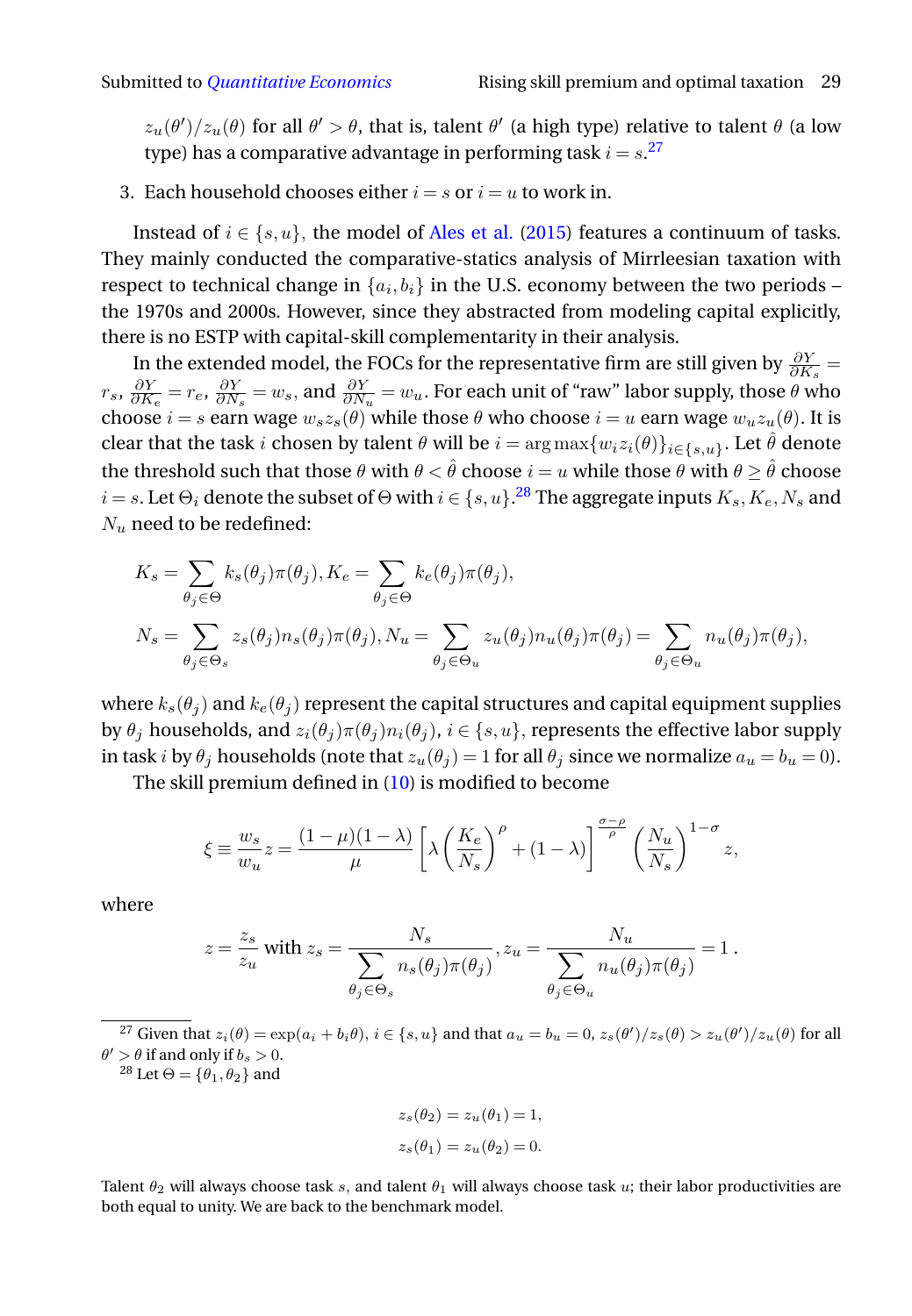$z_u(\theta')/z_u(\theta)$ for all $\theta' > \theta$, that is, talent $\theta'$ (a high type) relative to talent $\theta$ (a low type) has a comparative advantage in performing task $i = s$.[27]

3. Each household chooses either $i = s$ or $i = u$ to work in.

Instead of $i \in \{s, u\}$, the model of Ales et al. (2015) features a continuum of tasks. They mainly conducted the comparative-statics analysis of Mirrleesian taxation with respect to technical change in $\{a_i, b_i\}$ in the U.S. economy between the two periods – the 1970s and 2000s. However, since they abstracted from modeling capital explicitly, there is no ESTP with capital-skill complementarity in their analysis.

In the extended model, the FOCs for the representative firm are still given by $\frac{\partial Y}{\partial K_s} = r_s$, $\frac{\partial Y}{\partial K_e} = r_e$, $\frac{\partial Y}{\partial N_s} = w_s$, and $\frac{\partial Y}{\partial N_u} = w_u$. For each unit of "raw" labor supply, those $\theta$ who choose $i = s$ earn wage $w_s z_s(\theta)$ while those $\theta$ who choose $i = u$ earn wage $w_u z_u(\theta)$. It is clear that the task $i$ chosen by talent $\theta$ will be $i = \arg\max\{w_i z_i(\theta)\}_{i \in \{s,u\}}$. Let $\hat{\theta}$ denote the threshold such that those $\theta$ with $\theta < \hat{\theta}$ choose $i = u$ while those $\theta$ with $\theta \geq \hat{\theta}$ choose $i = s$. Let $\Theta_i$ denote the subset of $\Theta$ with $i \in \{s, u\}$.[28] The aggregate inputs $K_s$, $K_e$, $N_s$ and $N_u$ need to be redefined:

$$
K_s = \sum_{\theta_j \in \Theta} k_s(\theta_j)\pi(\theta_j), K_e = \sum_{\theta_j \in \Theta} k_e(\theta_j)\pi(\theta_j),
$$

$$
N_s = \sum_{\theta_j \in \Theta_s} z_s(\theta_j) n_s(\theta_j)\pi(\theta_j), N_u = \sum_{\theta_j \in \Theta_u} z_u(\theta_j) n_u(\theta_j)\pi(\theta_j) = \sum_{\theta_j \in \Theta_u} n_u(\theta_j)\pi(\theta_j),
$$

where $k_s(\theta_j)$ and $k_e(\theta_j)$ represent the capital structures and capital equipment supplies by $\theta_j$ households, and $z_i(\theta_j)\pi(\theta_j)n_i(\theta_j)$, $i \in \{s, u\}$, represents the effective labor supply in task $i$ by $\theta_j$ households (note that $z_u(\theta_j) = 1$ for all $\theta_j$ since we normalize $a_u = b_u = 0$).

The skill premium defined in (10) is modified to become

$$
\xi \equiv \frac{w_s}{w_u} z = \frac{(1-\mu)(1-\lambda)}{\mu} \left[ \lambda \left( \frac{K_e}{N_s} \right)^{\rho} + (1-\lambda) \right]^{\frac{\sigma - \rho}{\rho}} \left( \frac{N_u}{N_s} \right)^{1-\sigma} z,
$$

where

$$
z = \frac{z_s}{z_u} \text{ with } z_s = \frac{N_s}{\sum\limits_{\theta_j \in \Theta_s} n_s(\theta_j)\pi(\theta_j)}, z_u = \frac{N_u}{\sum\limits_{\theta_j \in \Theta_u} n_u(\theta_j)\pi(\theta_j)} = 1 \, .
$$

[27] Given that $z_i(\theta) = \exp(a_i + b_i\theta)$, $i \in \{s, u\}$ and that $a_u = b_u = 0$, $z_s(\theta')/z_s(\theta) > z_u(\theta')/z_u(\theta)$ for all $\theta' > \theta$ if and only if $b_s > 0$.

[28] Let $\Theta = \{\theta_1, \theta_2\}$ and

$$
z_s(\theta_2) = z_u(\theta_1) = 1,
$$

$$
z_s(\theta_1) = z_u(\theta_2) = 0.
$$

Talent $\theta_2$ will always choose task $s$, and talent $\theta_1$ will always choose task $u$; their labor productivities are both equal to unity. We are back to the benchmark model.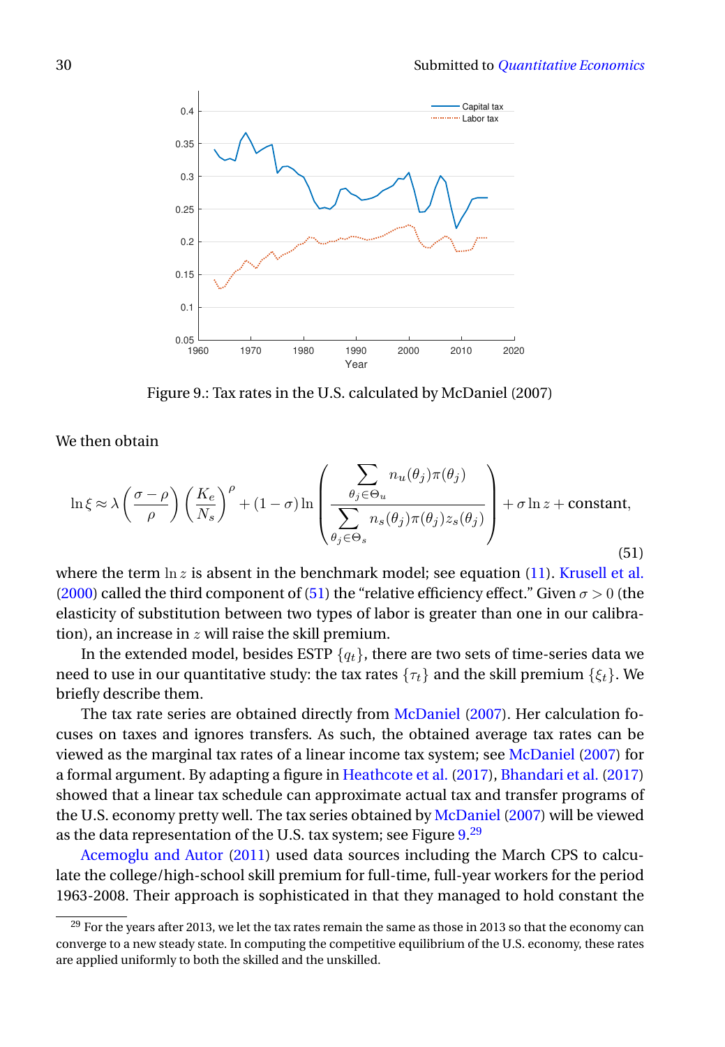Figure 9.: Tax rates in the U.S. calculated by McDaniel (2007)

We then obtain

$$
\ln \xi \approx \lambda \left(\frac{\sigma - \rho}{\rho}\right)\left(\frac{K_e}{N_s}\right)^{\rho} + (1-\sigma)\ln\left(\frac{\sum_{\theta_j \in \Theta_u} n_u(\theta_j)\pi(\theta_j)}{\sum_{\theta_j \in \Theta_s} n_s(\theta_j)\pi(\theta_j) z_s(\theta_j)}\right) + \sigma \ln z + \text{constant}, \tag{51}
$$

where the term $\ln z$ is absent in the benchmark model; see equation (11). Krusell et al. (2000) called the third component of (51) the "relative efficiency effect." Given $\sigma > 0$ (the elasticity of substitution between two types of labor is greater than one in our calibration), an increase in $z$ will raise the skill premium.

In the extended model, besides ESTP $\{q_t\}$, there are two sets of time-series data we need to use in our quantitative study: the tax rates $\{\tau_t\}$ and the skill premium $\{\xi_t\}$. We briefly describe them.

The tax rate series are obtained directly from McDaniel (2007). Her calculation focuses on taxes and ignores transfers. As such, the obtained average tax rates can be viewed as the marginal tax rates of a linear income tax system; see McDaniel (2007) for a formal argument. By adapting a figure in Heathcote et al. (2017), Bhandari et al. (2017) showed that a linear tax schedule can approximate actual tax and transfer programs of the U.S. economy pretty well. The tax series obtained by McDaniel (2007) will be viewed as the data representation of the U.S. tax system; see Figure 9.[29]

Acemoglu and Autor (2011) used data sources including the March CPS to calculate the college/high-school skill premium for full-time, full-year workers for the period 1963-2008. Their approach is sophisticated in that they managed to hold constant the

[29] For the years after 2013, we let the tax rates remain the same as those in 2013 so that the economy can converge to a new steady state. In computing the competitive equilibrium of the U.S. economy, these rates are applied uniformly to both the skilled and the unskilled.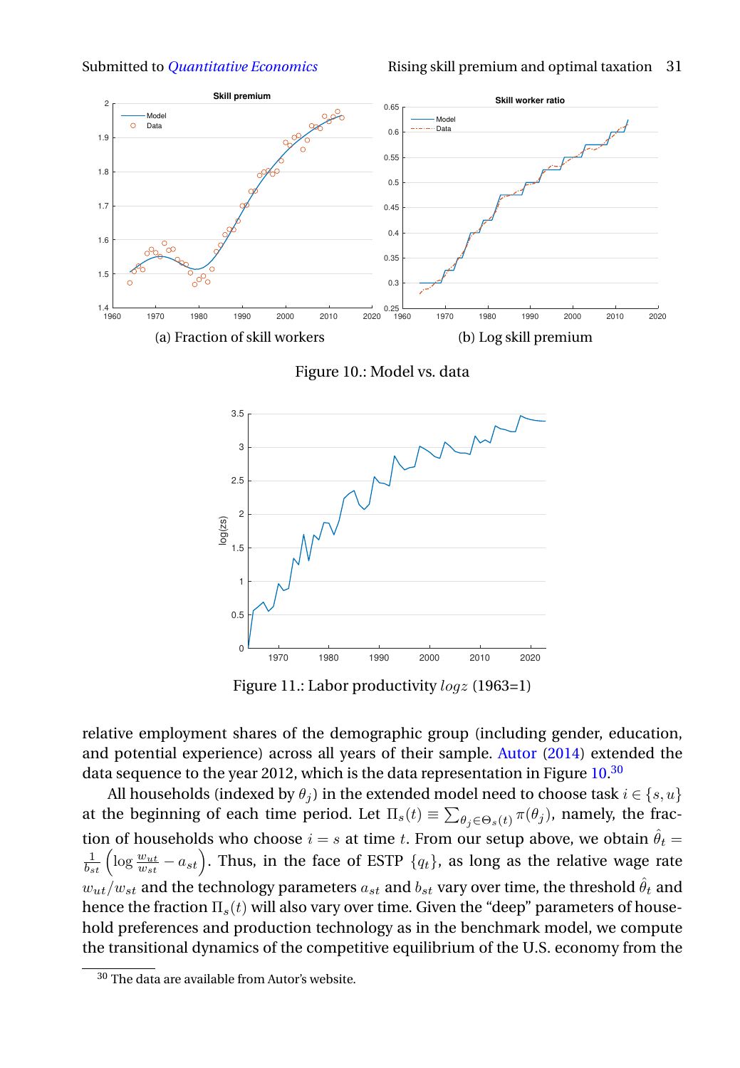(a) Fraction of skill workers

(b) Log skill premium

Figure 10.: Model vs. data

Figure 11.: Labor productivity $logz$ (1963=1)

relative employment shares of the demographic group (including gender, education, and potential experience) across all years of their sample. Autor (2014) extended the data sequence to the year 2012, which is the data representation in Figure 10.[30]

All households (indexed by $\theta_j$) in the extended model need to choose task $i \in \{s, u\}$ at the beginning of each time period. Let $\Pi_s(t) \equiv \sum_{\theta_j \in \Theta_s(t)} \pi(\theta_j)$, namely, the fraction of households who choose $i = s$ at time $t$. From our setup above, we obtain $\hat{\theta}_t = \frac{1}{b_{st}} \left( \log \frac{w_{ut}}{w_{st}} - a_{st} \right)$. Thus, in the face of ESTP $\{q_t\}$, as long as the relative wage rate $w_{ut}/w_{st}$ and the technology parameters $a_{st}$ and $b_{st}$ vary over time, the threshold $\hat{\theta}_t$ and hence the fraction $\Pi_s(t)$ will also vary over time. Given the "deep" parameters of household preferences and production technology as in the benchmark model, we compute the transitional dynamics of the competitive equilibrium of the U.S. economy from the

[30] The data are available from Autor's website.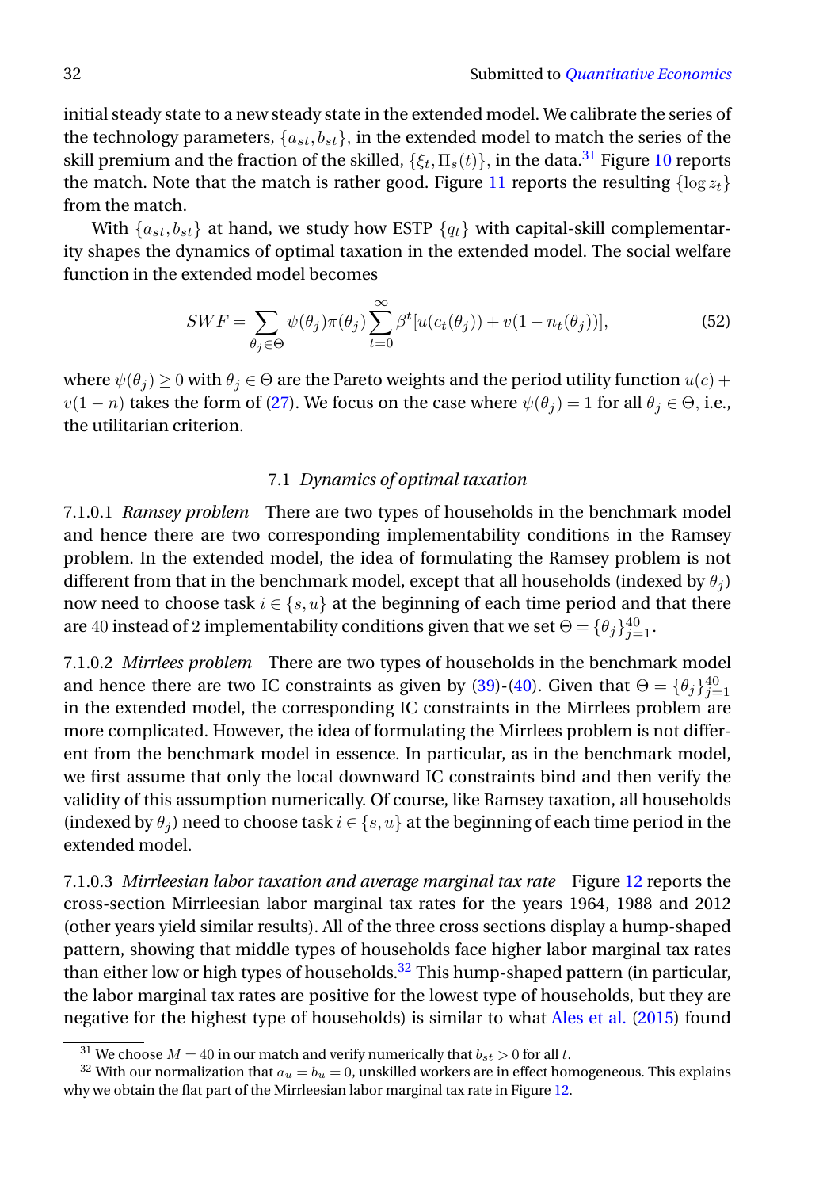initial steady state to a new steady state in the extended model. We calibrate the series of the technology parameters, $\{a_{st}, b_{st}\}$, in the extended model to match the series of the skill premium and the fraction of the skilled, $\{\xi_t, \Pi_s(t)\}$, in the data.[31] Figure 10 reports the match. Note that the match is rather good. Figure 11 reports the resulting $\{\log z_t\}$ from the match.

With $\{a_{st}, b_{st}\}$ at hand, we study how ESTP $\{q_t\}$ with capital-skill complementarity shapes the dynamics of optimal taxation in the extended model. The social welfare function in the extended model becomes

$$SWF = \sum_{\theta_j \in \Theta} \psi(\theta_j)\pi(\theta_j) \sum_{t=0}^{\infty} \beta^t [u(c_t(\theta_j)) + v(1 - n_t(\theta_j))], \tag{52}$$

where $\psi(\theta_j) \geq 0$ with $\theta_j \in \Theta$ are the Pareto weights and the period utility function $u(c) + v(1-n)$ takes the form of (27). We focus on the case where $\psi(\theta_j) = 1$ for all $\theta_j \in \Theta$, i.e., the utilitarian criterion.

### 7.1 *Dynamics of optimal taxation*

7.1.0.1 *Ramsey problem* There are two types of households in the benchmark model and hence there are two corresponding implementability conditions in the Ramsey problem. In the extended model, the idea of formulating the Ramsey problem is not different from that in the benchmark model, except that all households (indexed by $\theta_j$) now need to choose task $i \in \{s, u\}$ at the beginning of each time period and that there are 40 instead of 2 implementability conditions given that we set $\Theta = \{\theta_j\}_{j=1}^{40}$.

7.1.0.2 *Mirrlees problem* There are two types of households in the benchmark model and hence there are two IC constraints as given by (39)-(40). Given that $\Theta = \{\theta_j\}_{j=1}^{40}$ in the extended model, the corresponding IC constraints in the Mirrlees problem are more complicated. However, the idea of formulating the Mirrlees problem is not different from the benchmark model in essence. In particular, as in the benchmark model, we first assume that only the local downward IC constraints bind and then verify the validity of this assumption numerically. Of course, like Ramsey taxation, all households (indexed by $\theta_j$) need to choose task $i \in \{s, u\}$ at the beginning of each time period in the extended model.

7.1.0.3 *Mirrleesian labor taxation and average marginal tax rate* Figure 12 reports the cross-section Mirrleesian labor marginal tax rates for the years 1964, 1988 and 2012 (other years yield similar results). All of the three cross sections display a hump-shaped pattern, showing that middle types of households face higher labor marginal tax rates than either low or high types of households.[32] This hump-shaped pattern (in particular, the labor marginal tax rates are positive for the lowest type of households, but they are negative for the highest type of households) is similar to what Ales et al. (2015) found

[31] We choose $M = 40$ in our match and verify numerically that $b_{st} > 0$ for all $t$.

[32] With our normalization that $a_u = b_u = 0$, unskilled workers are in effect homogeneous. This explains why we obtain the flat part of the Mirrleesian labor marginal tax rate in Figure 12.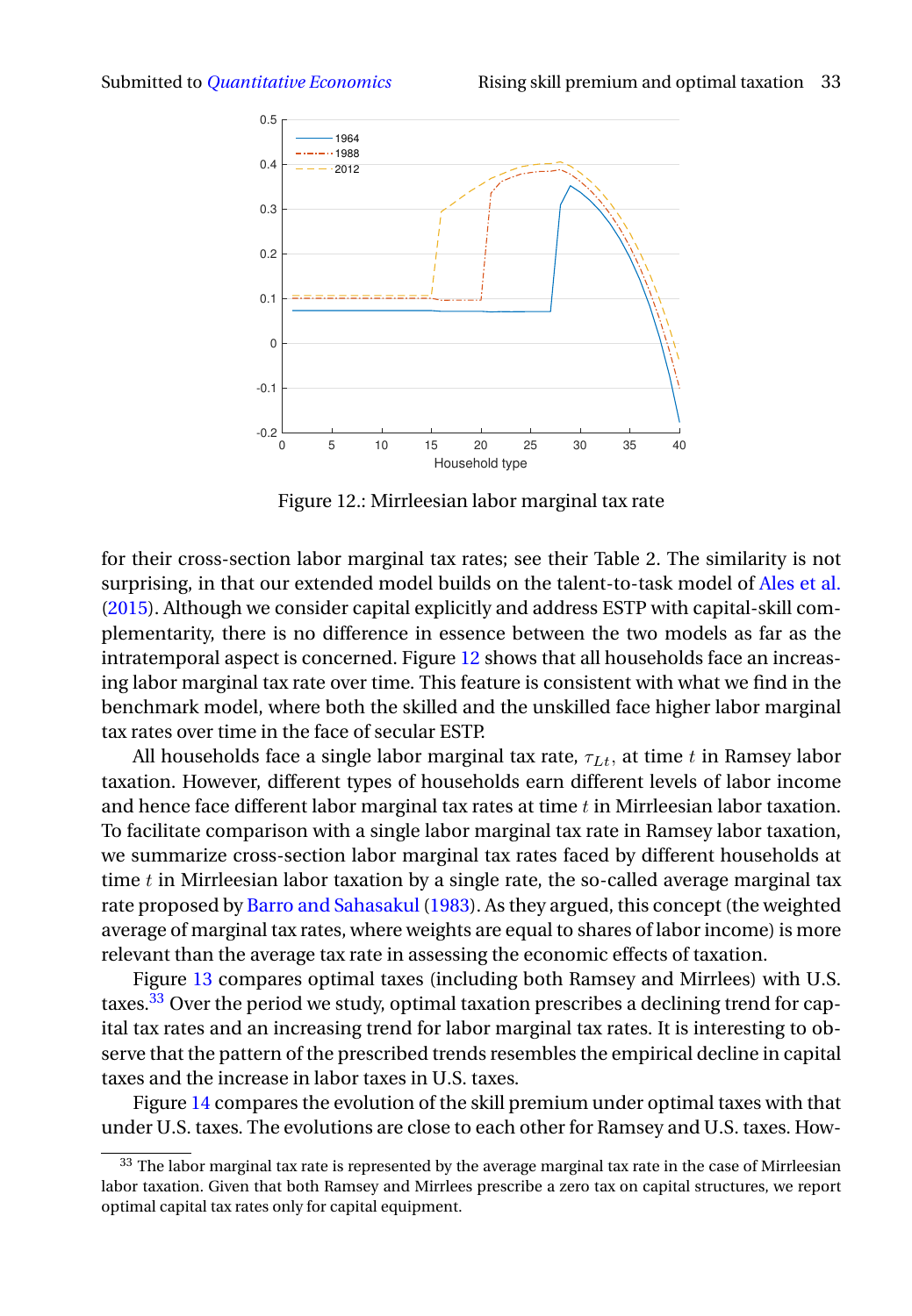Figure 12.: Mirrleesian labor marginal tax rate

for their cross-section labor marginal tax rates; see their Table 2. The similarity is not surprising, in that our extended model builds on the talent-to-task model of Ales et al. (2015). Although we consider capital explicitly and address ESTP with capital-skill complementarity, there is no difference in essence between the two models as far as the intratemporal aspect is concerned. Figure 12 shows that all households face an increasing labor marginal tax rate over time. This feature is consistent with what we find in the benchmark model, where both the skilled and the unskilled face higher labor marginal tax rates over time in the face of secular ESTP.

All households face a single labor marginal tax rate, $\tau_{Lt}$, at time $t$ in Ramsey labor taxation. However, different types of households earn different levels of labor income and hence face different labor marginal tax rates at time $t$ in Mirrleesian labor taxation. To facilitate comparison with a single labor marginal tax rate in Ramsey labor taxation, we summarize cross-section labor marginal tax rates faced by different households at time $t$ in Mirrleesian labor taxation by a single rate, the so-called average marginal tax rate proposed by Barro and Sahasakul (1983). As they argued, this concept (the weighted average of marginal tax rates, where weights are equal to shares of labor income) is more relevant than the average tax rate in assessing the economic effects of taxation.

Figure 13 compares optimal taxes (including both Ramsey and Mirrlees) with U.S. taxes.[33] Over the period we study, optimal taxation prescribes a declining trend for capital tax rates and an increasing trend for labor marginal tax rates. It is interesting to observe that the pattern of the prescribed trends resembles the empirical decline in capital taxes and the increase in labor taxes in U.S. taxes.

Figure 14 compares the evolution of the skill premium under optimal taxes with that under U.S. taxes. The evolutions are close to each other for Ramsey and U.S. taxes. How-

[33] The labor marginal tax rate is represented by the average marginal tax rate in the case of Mirrleesian labor taxation. Given that both Ramsey and Mirrlees prescribe a zero tax on capital structures, we report optimal capital tax rates only for capital equipment.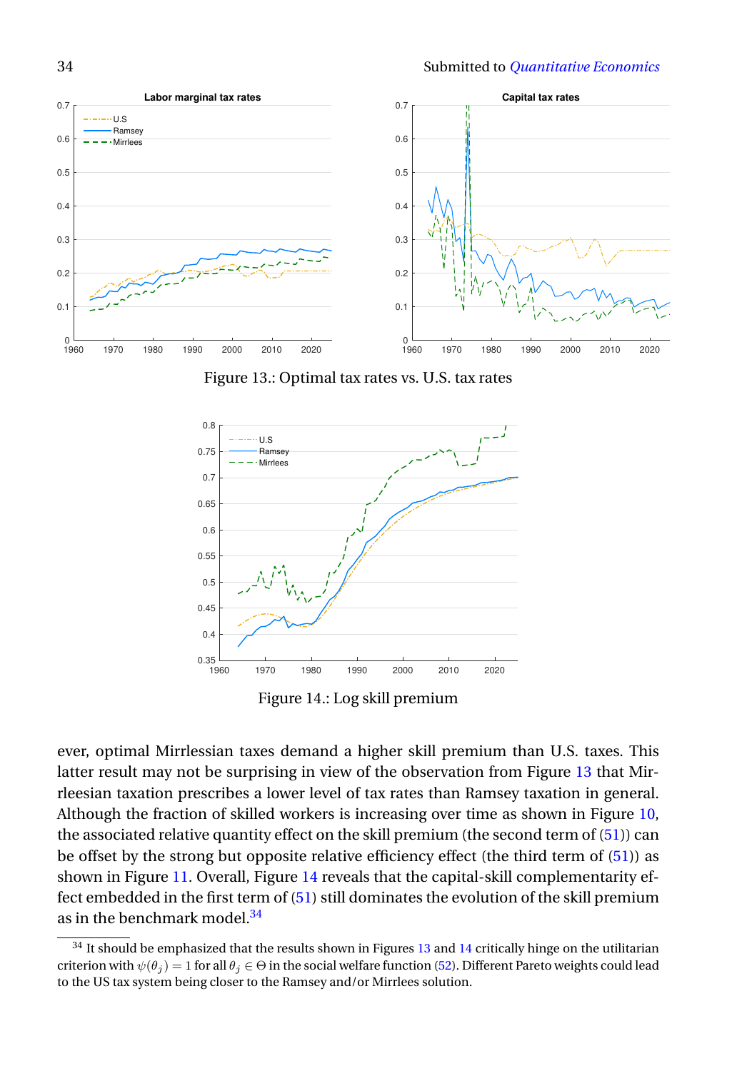Figure 13.: Optimal tax rates vs. U.S. tax rates

Figure 14.: Log skill premium

ever, optimal Mirrlessian taxes demand a higher skill premium than U.S. taxes. This latter result may not be surprising in view of the observation from Figure 13 that Mirrleesian taxation prescribes a lower level of tax rates than Ramsey taxation in general. Although the fraction of skilled workers is increasing over time as shown in Figure 10, the associated relative quantity effect on the skill premium (the second term of (51)) can be offset by the strong but opposite relative efficiency effect (the third term of (51)) as shown in Figure 11. Overall, Figure 14 reveals that the capital-skill complementarity effect embedded in the first term of (51) still dominates the evolution of the skill premium as in the benchmark model.[34]

[34] It should be emphasized that the results shown in Figures 13 and 14 critically hinge on the utilitarian criterion with $\psi(\theta_j) = 1$ for all $\theta_j \in \Theta$ in the social welfare function (52). Different Pareto weights could lead to the US tax system being closer to the Ramsey and/or Mirrlees solution.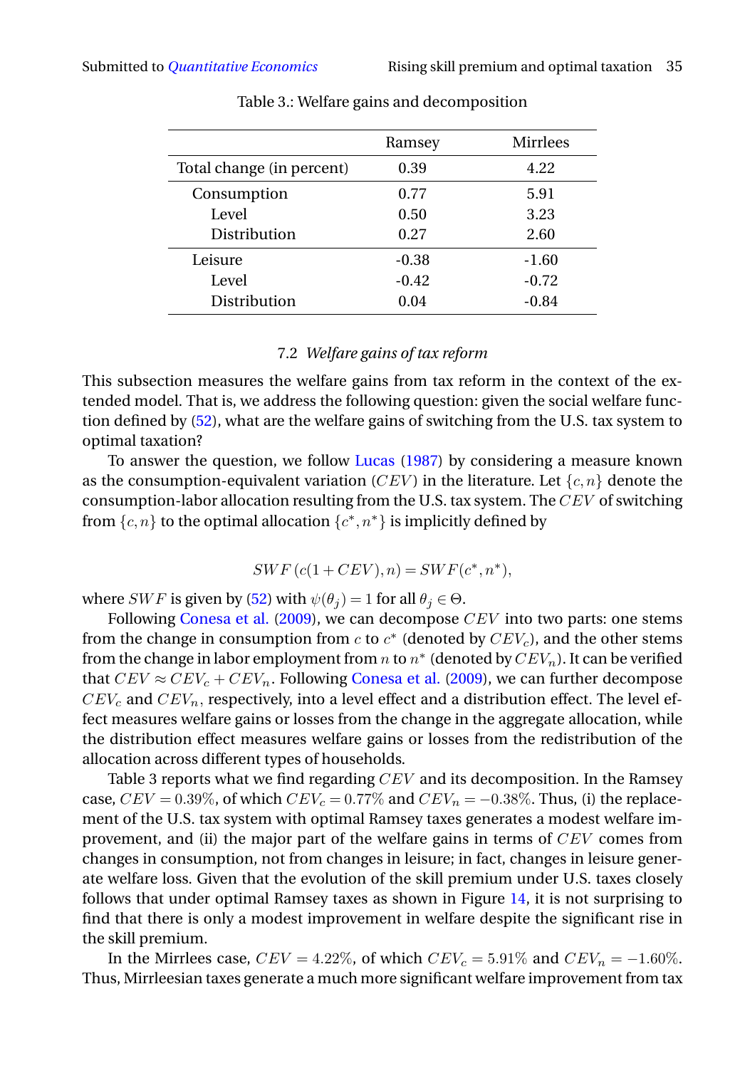Table 3.: Welfare gains and decomposition

| | Ramsey | Mirrlees |
|---|---|---|
| Total change (in percent) | 0.39 | 4.22 |
| Consumption | 0.77 | 5.91 |
| Level | 0.50 | 3.23 |
| Distribution | 0.27 | 2.60 |
| Leisure | -0.38 | -1.60 |
| Level | -0.42 | -0.72 |
| Distribution | 0.04 | -0.84 |

### 7.2 *Welfare gains of tax reform*

This subsection measures the welfare gains from tax reform in the context of the extended model. That is, we address the following question: given the social welfare function defined by (52), what are the welfare gains of switching from the U.S. tax system to optimal taxation?

To answer the question, we follow Lucas (1987) by considering a measure known as the consumption-equivalent variation ($CEV$) in the literature. Let $\{c, n\}$ denote the consumption-labor allocation resulting from the U.S. tax system. The $CEV$ of switching from $\{c, n\}$ to the optimal allocation $\{c^*, n^*\}$ is implicitly defined by

$$SWF\left(c(1+CEV), n\right) = SWF(c^*, n^*),$$

where $SWF$ is given by (52) with $\psi(\theta_j) = 1$ for all $\theta_j \in \Theta$.

Following Conesa et al. (2009), we can decompose $CEV$ into two parts: one stems from the change in consumption from $c$ to $c^*$ (denoted by $CEV_c$), and the other stems from the change in labor employment from $n$ to $n^*$ (denoted by $CEV_n$). It can be verified that $CEV \approx CEV_c + CEV_n$. Following Conesa et al. (2009), we can further decompose $CEV_c$ and $CEV_n$, respectively, into a level effect and a distribution effect. The level effect measures welfare gains or losses from the change in the aggregate allocation, while the distribution effect measures welfare gains or losses from the redistribution of the allocation across different types of households.

Table 3 reports what we find regarding $CEV$ and its decomposition. In the Ramsey case, $CEV = 0.39\%$, of which $CEV_c = 0.77\%$ and $CEV_n = -0.38\%$. Thus, (i) the replacement of the U.S. tax system with optimal Ramsey taxes generates a modest welfare improvement, and (ii) the major part of the welfare gains in terms of $CEV$ comes from changes in consumption, not from changes in leisure; in fact, changes in leisure generate welfare loss. Given that the evolution of the skill premium under U.S. taxes closely follows that under optimal Ramsey taxes as shown in Figure 14, it is not surprising to find that there is only a modest improvement in welfare despite the significant rise in the skill premium.

In the Mirrlees case, $CEV = 4.22\%$, of which $CEV_c = 5.91\%$ and $CEV_n = -1.60\%$. Thus, Mirrleesian taxes generate a much more significant welfare improvement from tax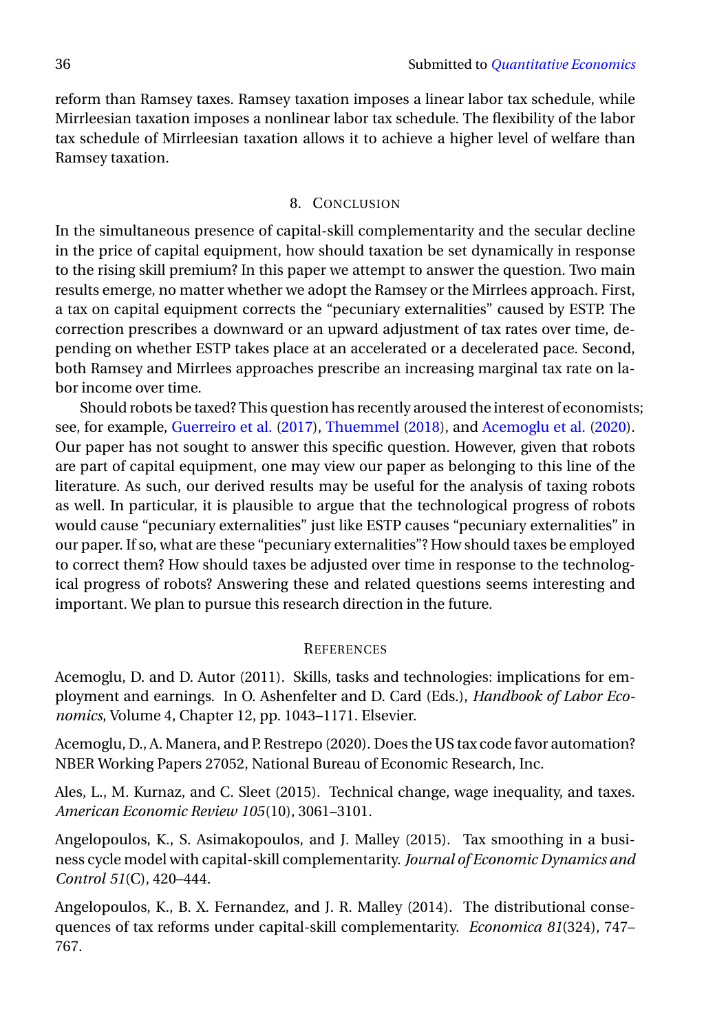reform than Ramsey taxes. Ramsey taxation imposes a linear labor tax schedule, while Mirrleesian taxation imposes a nonlinear labor tax schedule. The flexibility of the labor tax schedule of Mirrleesian taxation allows it to achieve a higher level of welfare than Ramsey taxation.

## 8. Conclusion

In the simultaneous presence of capital-skill complementarity and the secular decline in the price of capital equipment, how should taxation be set dynamically in response to the rising skill premium? In this paper we attempt to answer the question. Two main results emerge, no matter whether we adopt the Ramsey or the Mirrlees approach. First, a tax on capital equipment corrects the "pecuniary externalities" caused by ESTP. The correction prescribes a downward or an upward adjustment of tax rates over time, depending on whether ESTP takes place at an accelerated or a decelerated pace. Second, both Ramsey and Mirrlees approaches prescribe an increasing marginal tax rate on labor income over time.

Should robots be taxed? This question has recently aroused the interest of economists; see, for example, Guerreiro et al. (2017), Thuemmel (2018), and Acemoglu et al. (2020). Our paper has not sought to answer this specific question. However, given that robots are part of capital equipment, one may view our paper as belonging to this line of the literature. As such, our derived results may be useful for the analysis of taxing robots as well. In particular, it is plausible to argue that the technological progress of robots would cause "pecuniary externalities" just like ESTP causes "pecuniary externalities" in our paper. If so, what are these "pecuniary externalities"? How should taxes be employed to correct them? How should taxes be adjusted over time in response to the technological progress of robots? Answering these and related questions seems interesting and important. We plan to pursue this research direction in the future.

## References

Acemoglu, D. and D. Autor (2011). Skills, tasks and technologies: implications for employment and earnings. In O. Ashenfelter and D. Card (Eds.), *Handbook of Labor Economics*, Volume 4, Chapter 12, pp. 1043–1171. Elsevier.

Acemoglu, D., A. Manera, and P. Restrepo (2020). Does the US tax code favor automation? NBER Working Papers 27052, National Bureau of Economic Research, Inc.

Ales, L., M. Kurnaz, and C. Sleet (2015). Technical change, wage inequality, and taxes. *American Economic Review 105*(10), 3061–3101.

Angelopoulos, K., S. Asimakopoulos, and J. Malley (2015). Tax smoothing in a business cycle model with capital-skill complementarity. *Journal of Economic Dynamics and Control 51*(C), 420–444.

Angelopoulos, K., B. X. Fernandez, and J. R. Malley (2014). The distributional consequences of tax reforms under capital-skill complementarity. *Economica 81*(324), 747–767.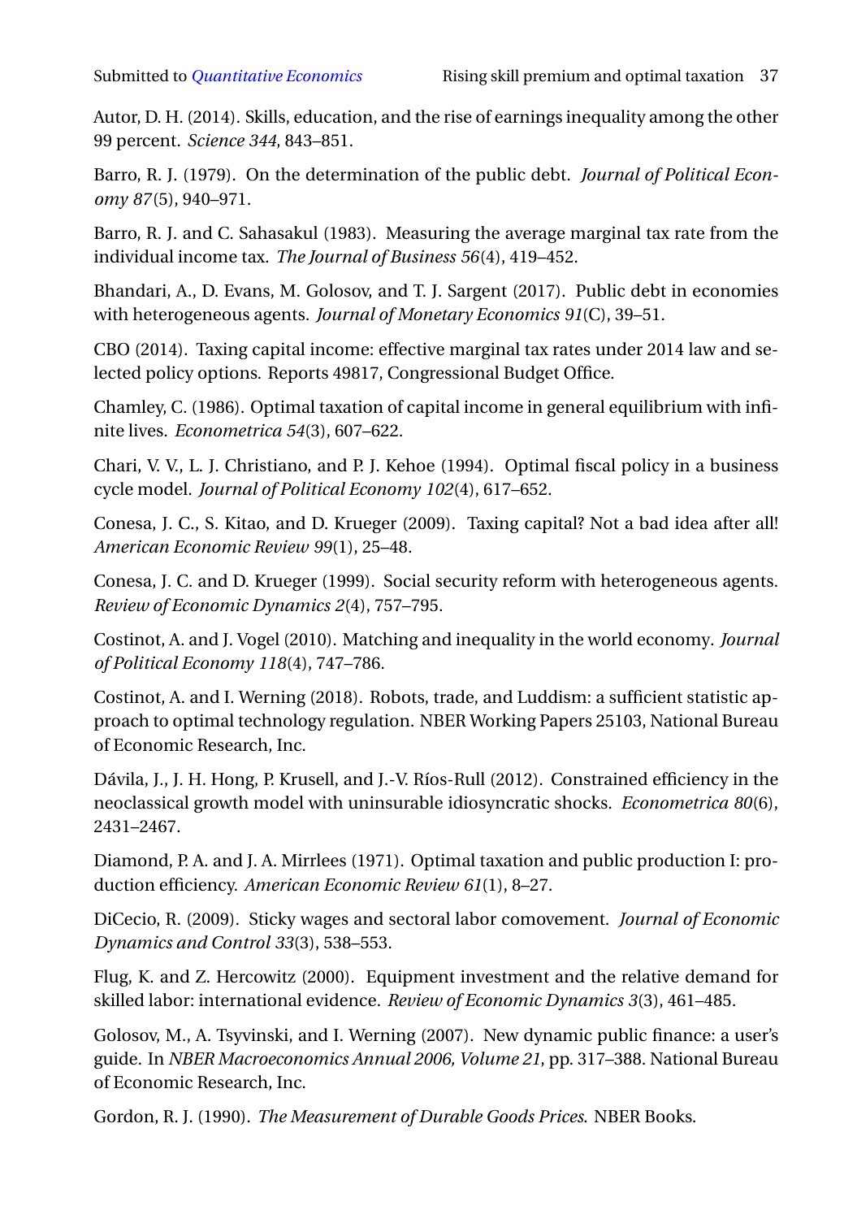Autor, D. H. (2014). Skills, education, and the rise of earnings inequality among the other 99 percent. *Science 344*, 843–851.

Barro, R. J. (1979). On the determination of the public debt. *Journal of Political Economy 87*(5), 940–971.

Barro, R. J. and C. Sahasakul (1983). Measuring the average marginal tax rate from the individual income tax. *The Journal of Business 56*(4), 419–452.

Bhandari, A., D. Evans, M. Golosov, and T. J. Sargent (2017). Public debt in economies with heterogeneous agents. *Journal of Monetary Economics 91*(C), 39–51.

CBO (2014). Taxing capital income: effective marginal tax rates under 2014 law and selected policy options. Reports 49817, Congressional Budget Office.

Chamley, C. (1986). Optimal taxation of capital income in general equilibrium with infinite lives. *Econometrica 54*(3), 607–622.

Chari, V. V., L. J. Christiano, and P. J. Kehoe (1994). Optimal fiscal policy in a business cycle model. *Journal of Political Economy 102*(4), 617–652.

Conesa, J. C., S. Kitao, and D. Krueger (2009). Taxing capital? Not a bad idea after all! *American Economic Review 99*(1), 25–48.

Conesa, J. C. and D. Krueger (1999). Social security reform with heterogeneous agents. *Review of Economic Dynamics 2*(4), 757–795.

Costinot, A. and J. Vogel (2010). Matching and inequality in the world economy. *Journal of Political Economy 118*(4), 747–786.

Costinot, A. and I. Werning (2018). Robots, trade, and Luddism: a sufficient statistic approach to optimal technology regulation. NBER Working Papers 25103, National Bureau of Economic Research, Inc.

Dávila, J., J. H. Hong, P. Krusell, and J.-V. Ríos-Rull (2012). Constrained efficiency in the neoclassical growth model with uninsurable idiosyncratic shocks. *Econometrica 80*(6), 2431–2467.

Diamond, P. A. and J. A. Mirrlees (1971). Optimal taxation and public production I: production efficiency. *American Economic Review 61*(1), 8–27.

DiCecio, R. (2009). Sticky wages and sectoral labor comovement. *Journal of Economic Dynamics and Control 33*(3), 538–553.

Flug, K. and Z. Hercowitz (2000). Equipment investment and the relative demand for skilled labor: international evidence. *Review of Economic Dynamics 3*(3), 461–485.

Golosov, M., A. Tsyvinski, and I. Werning (2007). New dynamic public finance: a user's guide. In *NBER Macroeconomics Annual 2006, Volume 21*, pp. 317–388. National Bureau of Economic Research, Inc.

Gordon, R. J. (1990). *The Measurement of Durable Goods Prices.* NBER Books.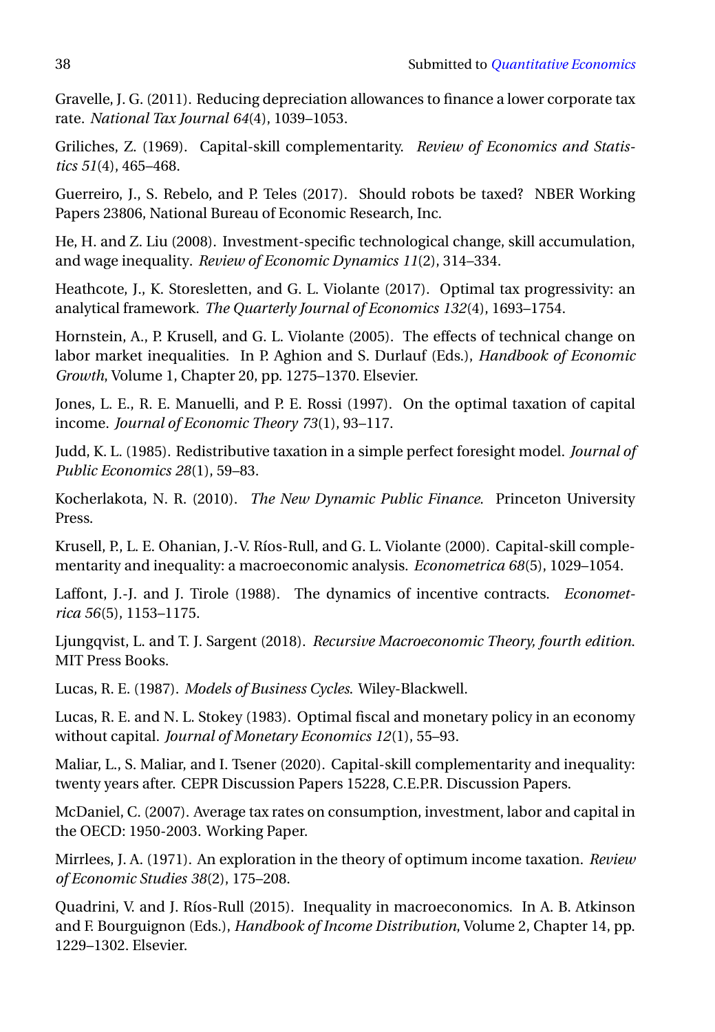Gravelle, J. G. (2011). Reducing depreciation allowances to finance a lower corporate tax rate. *National Tax Journal 64*(4), 1039–1053.

Griliches, Z. (1969). Capital-skill complementarity. *Review of Economics and Statistics 51*(4), 465–468.

Guerreiro, J., S. Rebelo, and P. Teles (2017). Should robots be taxed? NBER Working Papers 23806, National Bureau of Economic Research, Inc.

He, H. and Z. Liu (2008). Investment-specific technological change, skill accumulation, and wage inequality. *Review of Economic Dynamics 11*(2), 314–334.

Heathcote, J., K. Storesletten, and G. L. Violante (2017). Optimal tax progressivity: an analytical framework. *The Quarterly Journal of Economics 132*(4), 1693–1754.

Hornstein, A., P. Krusell, and G. L. Violante (2005). The effects of technical change on labor market inequalities. In P. Aghion and S. Durlauf (Eds.), *Handbook of Economic Growth*, Volume 1, Chapter 20, pp. 1275–1370. Elsevier.

Jones, L. E., R. E. Manuelli, and P. E. Rossi (1997). On the optimal taxation of capital income. *Journal of Economic Theory 73*(1), 93–117.

Judd, K. L. (1985). Redistributive taxation in a simple perfect foresight model. *Journal of Public Economics 28*(1), 59–83.

Kocherlakota, N. R. (2010). *The New Dynamic Public Finance*. Princeton University Press.

Krusell, P., L. E. Ohanian, J.-V. Ríos-Rull, and G. L. Violante (2000). Capital-skill complementarity and inequality: a macroeconomic analysis. *Econometrica 68*(5), 1029–1054.

Laffont, J.-J. and J. Tirole (1988). The dynamics of incentive contracts. *Econometrica 56*(5), 1153–1175.

Ljungqvist, L. and T. J. Sargent (2018). *Recursive Macroeconomic Theory, fourth edition*. MIT Press Books.

Lucas, R. E. (1987). *Models of Business Cycles*. Wiley-Blackwell.

Lucas, R. E. and N. L. Stokey (1983). Optimal fiscal and monetary policy in an economy without capital. *Journal of Monetary Economics 12*(1), 55–93.

Maliar, L., S. Maliar, and I. Tsener (2020). Capital-skill complementarity and inequality: twenty years after. CEPR Discussion Papers 15228, C.E.P.R. Discussion Papers.

McDaniel, C. (2007). Average tax rates on consumption, investment, labor and capital in the OECD: 1950-2003. Working Paper.

Mirrlees, J. A. (1971). An exploration in the theory of optimum income taxation. *Review of Economic Studies 38*(2), 175–208.

Quadrini, V. and J. Ríos-Rull (2015). Inequality in macroeconomics. In A. B. Atkinson and F. Bourguignon (Eds.), *Handbook of Income Distribution*, Volume 2, Chapter 14, pp. 1229–1302. Elsevier.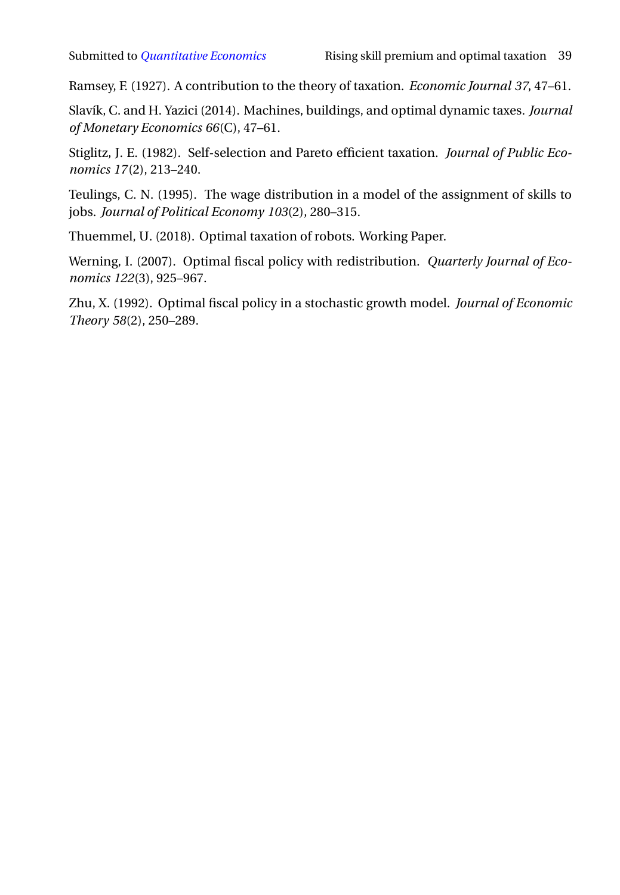Ramsey, F. (1927). A contribution to the theory of taxation. *Economic Journal 37*, 47–61.

Slavík, C. and H. Yazici (2014). Machines, buildings, and optimal dynamic taxes. *Journal of Monetary Economics 66*(C), 47–61.

Stiglitz, J. E. (1982). Self-selection and Pareto efficient taxation. *Journal of Public Economics 17*(2), 213–240.

Teulings, C. N. (1995). The wage distribution in a model of the assignment of skills to jobs. *Journal of Political Economy 103*(2), 280–315.

Thuemmel, U. (2018). Optimal taxation of robots. Working Paper.

Werning, I. (2007). Optimal fiscal policy with redistribution. *Quarterly Journal of Economics 122*(3), 925–967.

Zhu, X. (1992). Optimal fiscal policy in a stochastic growth model. *Journal of Economic Theory 58*(2), 250–289.